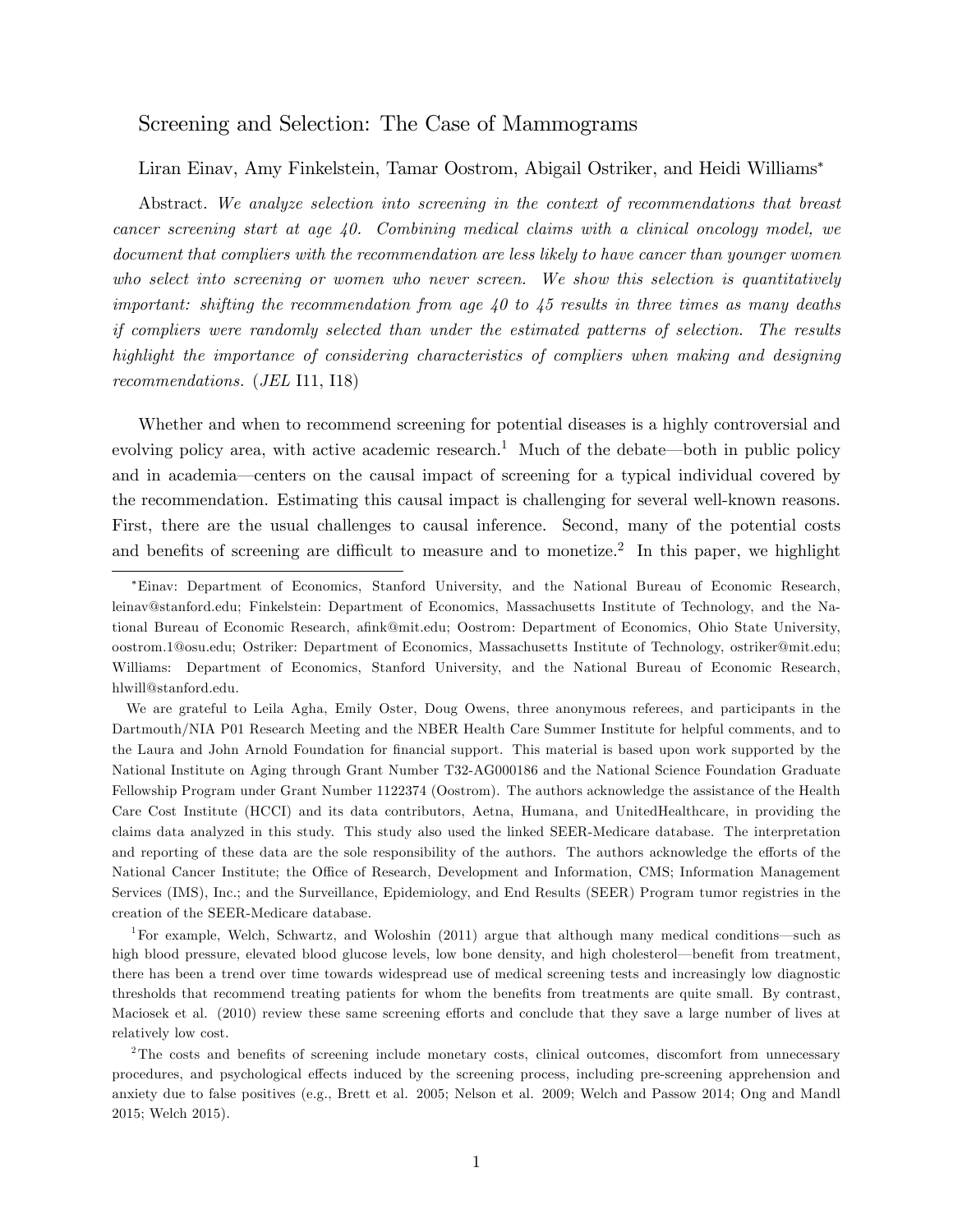# Screening and Selection: The Case of Mammograms

Liran Einav, Amy Finkelstein, Tamar Oostrom, Abigail Ostriker, and Heidi Williams*

Abstract. *We analyze selection into screening in the context of recommendations that breast cancer screening start at age 40. Combining medical claims with a clinical oncology model, we document that compliers with the recommendation are less likely to have cancer than younger women who select into screening or women who never screen. We show this selection is quantitatively important: shifting the recommendation from age 40 to 45 results in three times as many deaths if compliers were randomly selected than under the estimated patterns of selection. The results highlight the importance of considering characteristics of compliers when making and designing recommendations.* (*JEL* I11, I18)

Whether and when to recommend screening for potential diseases is a highly controversial and evolving policy area, with active academic research.[1] Much of the debate—both in public policy and in academia—centers on the causal impact of screening for a typical individual covered by the recommendation. Estimating this causal impact is challenging for several well-known reasons. First, there are the usual challenges to causal inference. Second, many of the potential costs and benefits of screening are difficult to measure and to monetize.[2] In this paper, we highlight

---

*Einav: Department of Economics, Stanford University, and the National Bureau of Economic Research, leinav@stanford.edu; Finkelstein: Department of Economics, Massachusetts Institute of Technology, and the National Bureau of Economic Research, afink@mit.edu; Oostrom: Department of Economics, Ohio State University, oostrom.1@osu.edu; Ostriker: Department of Economics, Massachusetts Institute of Technology, ostriker@mit.edu; Williams: Department of Economics, Stanford University, and the National Bureau of Economic Research, hlwill@stanford.edu.

We are grateful to Leila Agha, Emily Oster, Doug Owens, three anonymous referees, and participants in the Dartmouth/NIA P01 Research Meeting and the NBER Health Care Summer Institute for helpful comments, and to the Laura and John Arnold Foundation for financial support. This material is based upon work supported by the National Institute on Aging through Grant Number T32-AG000186 and the National Science Foundation Graduate Fellowship Program under Grant Number 1122374 (Oostrom). The authors acknowledge the assistance of the Health Care Cost Institute (HCCI) and its data contributors, Aetna, Humana, and UnitedHealthcare, in providing the claims data analyzed in this study. This study also used the linked SEER-Medicare database. The interpretation and reporting of these data are the sole responsibility of the authors. The authors acknowledge the efforts of the National Cancer Institute; the Office of Research, Development and Information, CMS; Information Management Services (IMS), Inc.; and the Surveillance, Epidemiology, and End Results (SEER) Program tumor registries in the creation of the SEER-Medicare database.

[1] For example, Welch, Schwartz, and Woloshin (2011) argue that although many medical conditions—such as high blood pressure, elevated blood glucose levels, low bone density, and high cholesterol—benefit from treatment, there has been a trend over time towards widespread use of medical screening tests and increasingly low diagnostic thresholds that recommend treating patients for whom the benefits from treatments are quite small. By contrast, Maciosek et al. (2010) review these same screening efforts and conclude that they save a large number of lives at relatively low cost.

[2] The costs and benefits of screening include monetary costs, clinical outcomes, discomfort from unnecessary procedures, and psychological effects induced by the screening process, including pre-screening apprehension and anxiety due to false positives (e.g., Brett et al. 2005; Nelson et al. 2009; Welch and Passow 2014; Ong and Mandl 2015; Welch 2015).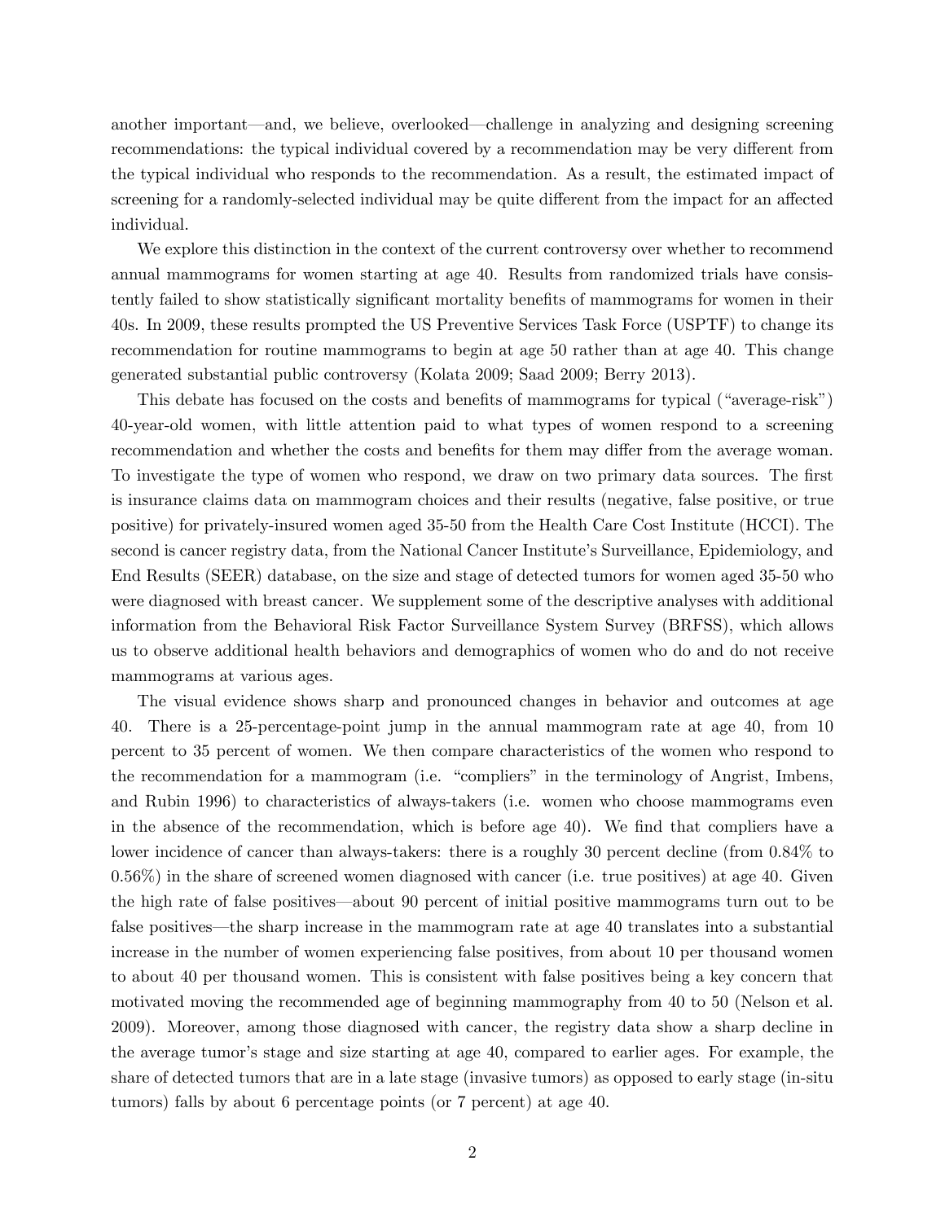another important—and, we believe, overlooked—challenge in analyzing and designing screening recommendations: the typical individual covered by a recommendation may be very different from the typical individual who responds to the recommendation. As a result, the estimated impact of screening for a randomly-selected individual may be quite different from the impact for an affected individual.

We explore this distinction in the context of the current controversy over whether to recommend annual mammograms for women starting at age 40. Results from randomized trials have consistently failed to show statistically significant mortality benefits of mammograms for women in their 40s. In 2009, these results prompted the US Preventive Services Task Force (USPTF) to change its recommendation for routine mammograms to begin at age 50 rather than at age 40. This change generated substantial public controversy (Kolata 2009; Saad 2009; Berry 2013).

This debate has focused on the costs and benefits of mammograms for typical ("average-risk") 40-year-old women, with little attention paid to what types of women respond to a screening recommendation and whether the costs and benefits for them may differ from the average woman. To investigate the type of women who respond, we draw on two primary data sources. The first is insurance claims data on mammogram choices and their results (negative, false positive, or true positive) for privately-insured women aged 35-50 from the Health Care Cost Institute (HCCI). The second is cancer registry data, from the National Cancer Institute's Surveillance, Epidemiology, and End Results (SEER) database, on the size and stage of detected tumors for women aged 35-50 who were diagnosed with breast cancer. We supplement some of the descriptive analyses with additional information from the Behavioral Risk Factor Surveillance System Survey (BRFSS), which allows us to observe additional health behaviors and demographics of women who do and do not receive mammograms at various ages.

The visual evidence shows sharp and pronounced changes in behavior and outcomes at age 40. There is a 25-percentage-point jump in the annual mammogram rate at age 40, from 10 percent to 35 percent of women. We then compare characteristics of the women who respond to the recommendation for a mammogram (i.e. "compliers" in the terminology of Angrist, Imbens, and Rubin 1996) to characteristics of always-takers (i.e. women who choose mammograms even in the absence of the recommendation, which is before age 40). We find that compliers have a lower incidence of cancer than always-takers: there is a roughly 30 percent decline (from 0.84% to 0.56%) in the share of screened women diagnosed with cancer (i.e. true positives) at age 40. Given the high rate of false positives—about 90 percent of initial positive mammograms turn out to be false positives—the sharp increase in the mammogram rate at age 40 translates into a substantial increase in the number of women experiencing false positives, from about 10 per thousand women to about 40 per thousand women. This is consistent with false positives being a key concern that motivated moving the recommended age of beginning mammography from 40 to 50 (Nelson et al. 2009). Moreover, among those diagnosed with cancer, the registry data show a sharp decline in the average tumor's stage and size starting at age 40, compared to earlier ages. For example, the share of detected tumors that are in a late stage (invasive tumors) as opposed to early stage (in-situ tumors) falls by about 6 percentage points (or 7 percent) at age 40.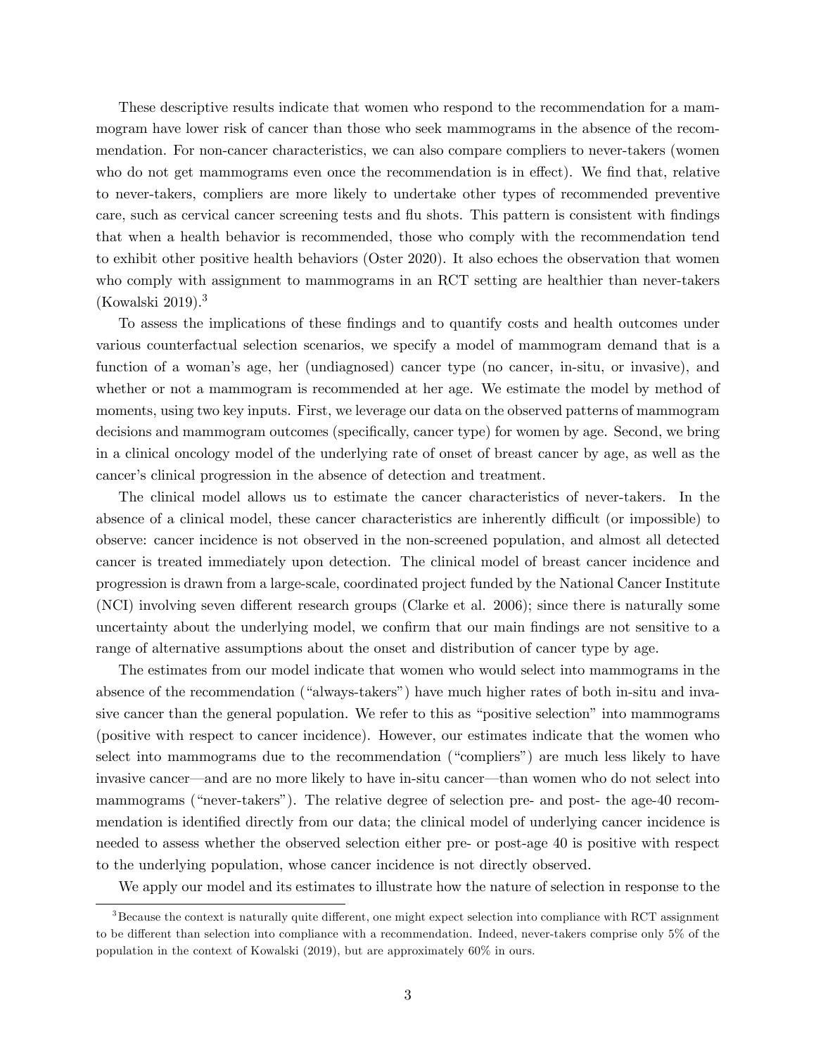These descriptive results indicate that women who respond to the recommendation for a mammogram have lower risk of cancer than those who seek mammograms in the absence of the recommendation. For non-cancer characteristics, we can also compare compliers to never-takers (women who do not get mammograms even once the recommendation is in effect). We find that, relative to never-takers, compliers are more likely to undertake other types of recommended preventive care, such as cervical cancer screening tests and flu shots. This pattern is consistent with findings that when a health behavior is recommended, those who comply with the recommendation tend to exhibit other positive health behaviors (Oster 2020). It also echoes the observation that women who comply with assignment to mammograms in an RCT setting are healthier than never-takers (Kowalski 2019).[3]

To assess the implications of these findings and to quantify costs and health outcomes under various counterfactual selection scenarios, we specify a model of mammogram demand that is a function of a woman's age, her (undiagnosed) cancer type (no cancer, in-situ, or invasive), and whether or not a mammogram is recommended at her age. We estimate the model by method of moments, using two key inputs. First, we leverage our data on the observed patterns of mammogram decisions and mammogram outcomes (specifically, cancer type) for women by age. Second, we bring in a clinical oncology model of the underlying rate of onset of breast cancer by age, as well as the cancer's clinical progression in the absence of detection and treatment.

The clinical model allows us to estimate the cancer characteristics of never-takers. In the absence of a clinical model, these cancer characteristics are inherently difficult (or impossible) to observe: cancer incidence is not observed in the non-screened population, and almost all detected cancer is treated immediately upon detection. The clinical model of breast cancer incidence and progression is drawn from a large-scale, coordinated project funded by the National Cancer Institute (NCI) involving seven different research groups (Clarke et al. 2006); since there is naturally some uncertainty about the underlying model, we confirm that our main findings are not sensitive to a range of alternative assumptions about the onset and distribution of cancer type by age.

The estimates from our model indicate that women who would select into mammograms in the absence of the recommendation ("always-takers") have much higher rates of both in-situ and invasive cancer than the general population. We refer to this as "positive selection" into mammograms (positive with respect to cancer incidence). However, our estimates indicate that the women who select into mammograms due to the recommendation ("compliers") are much less likely to have invasive cancer—and are no more likely to have in-situ cancer—than women who do not select into mammograms ("never-takers"). The relative degree of selection pre- and post- the age-40 recommendation is identified directly from our data; the clinical model of underlying cancer incidence is needed to assess whether the observed selection either pre- or post-age 40 is positive with respect to the underlying population, whose cancer incidence is not directly observed.

We apply our model and its estimates to illustrate how the nature of selection in response to the

---

[3] Because the context is naturally quite different, one might expect selection into compliance with RCT assignment to be different than selection into compliance with a recommendation. Indeed, never-takers comprise only 5% of the population in the context of Kowalski (2019), but are approximately 60% in ours.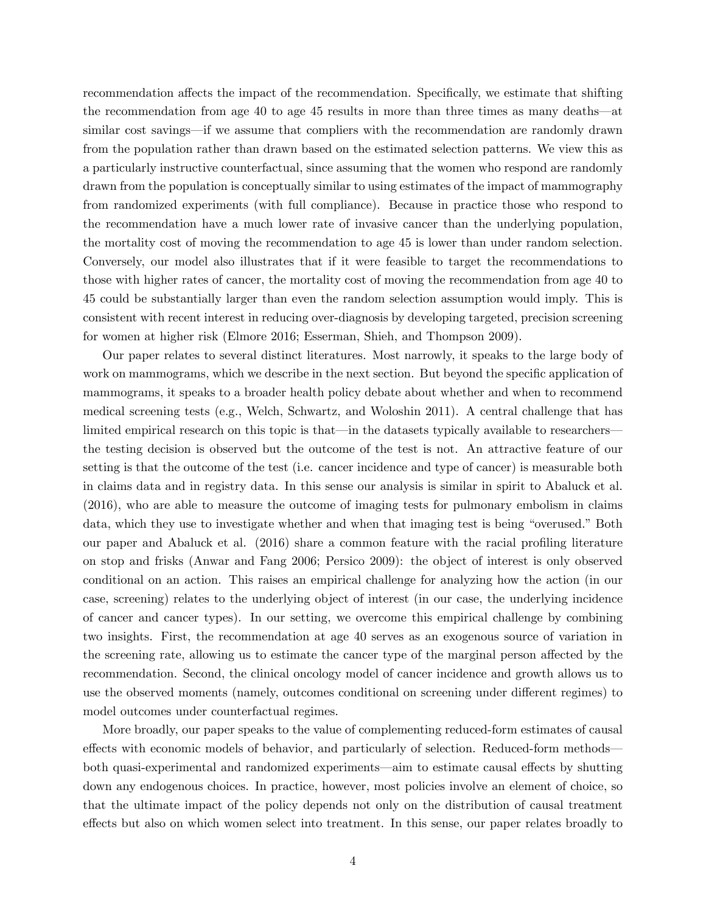recommendation affects the impact of the recommendation. Specifically, we estimate that shifting the recommendation from age 40 to age 45 results in more than three times as many deaths—at similar cost savings—if we assume that compliers with the recommendation are randomly drawn from the population rather than drawn based on the estimated selection patterns. We view this as a particularly instructive counterfactual, since assuming that the women who respond are randomly drawn from the population is conceptually similar to using estimates of the impact of mammography from randomized experiments (with full compliance). Because in practice those who respond to the recommendation have a much lower rate of invasive cancer than the underlying population, the mortality cost of moving the recommendation to age 45 is lower than under random selection. Conversely, our model also illustrates that if it were feasible to target the recommendations to those with higher rates of cancer, the mortality cost of moving the recommendation from age 40 to 45 could be substantially larger than even the random selection assumption would imply. This is consistent with recent interest in reducing over-diagnosis by developing targeted, precision screening for women at higher risk (Elmore 2016; Esserman, Shieh, and Thompson 2009).

Our paper relates to several distinct literatures. Most narrowly, it speaks to the large body of work on mammograms, which we describe in the next section. But beyond the specific application of mammograms, it speaks to a broader health policy debate about whether and when to recommend medical screening tests (e.g., Welch, Schwartz, and Woloshin 2011). A central challenge that has limited empirical research on this topic is that—in the datasets typically available to researchers—the testing decision is observed but the outcome of the test is not. An attractive feature of our setting is that the outcome of the test (i.e. cancer incidence and type of cancer) is measurable both in claims data and in registry data. In this sense our analysis is similar in spirit to Abaluck et al. (2016), who are able to measure the outcome of imaging tests for pulmonary embolism in claims data, which they use to investigate whether and when that imaging test is being "overused." Both our paper and Abaluck et al. (2016) share a common feature with the racial profiling literature on stop and frisks (Anwar and Fang 2006; Persico 2009): the object of interest is only observed conditional on an action. This raises an empirical challenge for analyzing how the action (in our case, screening) relates to the underlying object of interest (in our case, the underlying incidence of cancer and cancer types). In our setting, we overcome this empirical challenge by combining two insights. First, the recommendation at age 40 serves as an exogenous source of variation in the screening rate, allowing us to estimate the cancer type of the marginal person affected by the recommendation. Second, the clinical oncology model of cancer incidence and growth allows us to use the observed moments (namely, outcomes conditional on screening under different regimes) to model outcomes under counterfactual regimes.

More broadly, our paper speaks to the value of complementing reduced-form estimates of causal effects with economic models of behavior, and particularly of selection. Reduced-form methods—both quasi-experimental and randomized experiments—aim to estimate causal effects by shutting down any endogenous choices. In practice, however, most policies involve an element of choice, so that the ultimate impact of the policy depends not only on the distribution of causal treatment effects but also on which women select into treatment. In this sense, our paper relates broadly to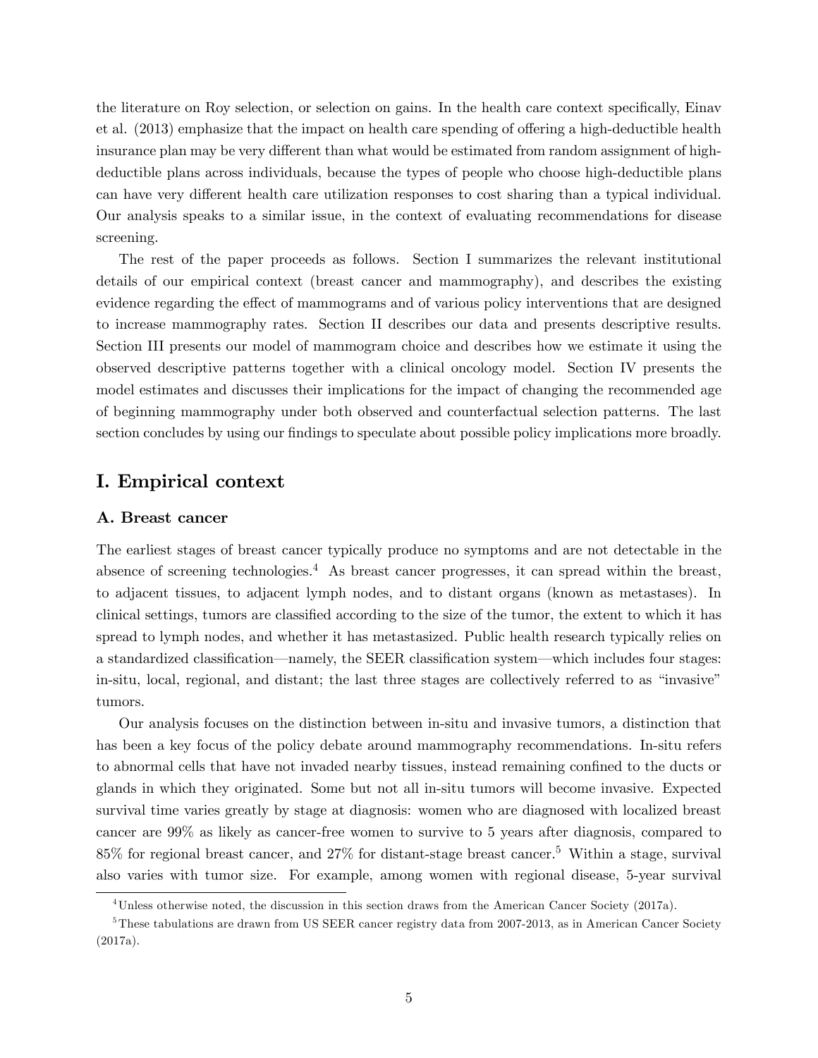the literature on Roy selection, or selection on gains. In the health care context specifically, Einav et al. (2013) emphasize that the impact on health care spending of offering a high-deductible health insurance plan may be very different than what would be estimated from random assignment of high-deductible plans across individuals, because the types of people who choose high-deductible plans can have very different health care utilization responses to cost sharing than a typical individual. Our analysis speaks to a similar issue, in the context of evaluating recommendations for disease screening.

The rest of the paper proceeds as follows. Section I summarizes the relevant institutional details of our empirical context (breast cancer and mammography), and describes the existing evidence regarding the effect of mammograms and of various policy interventions that are designed to increase mammography rates. Section II describes our data and presents descriptive results. Section III presents our model of mammogram choice and describes how we estimate it using the observed descriptive patterns together with a clinical oncology model. Section IV presents the model estimates and discusses their implications for the impact of changing the recommended age of beginning mammography under both observed and counterfactual selection patterns. The last section concludes by using our findings to speculate about possible policy implications more broadly.

## I. Empirical context

### A. Breast cancer

The earliest stages of breast cancer typically produce no symptoms and are not detectable in the absence of screening technologies.[4] As breast cancer progresses, it can spread within the breast, to adjacent tissues, to adjacent lymph nodes, and to distant organs (known as metastases). In clinical settings, tumors are classified according to the size of the tumor, the extent to which it has spread to lymph nodes, and whether it has metastasized. Public health research typically relies on a standardized classification—namely, the SEER classification system—which includes four stages: in-situ, local, regional, and distant; the last three stages are collectively referred to as "invasive" tumors.

Our analysis focuses on the distinction between in-situ and invasive tumors, a distinction that has been a key focus of the policy debate around mammography recommendations. In-situ refers to abnormal cells that have not invaded nearby tissues, instead remaining confined to the ducts or glands in which they originated. Some but not all in-situ tumors will become invasive. Expected survival time varies greatly by stage at diagnosis: women who are diagnosed with localized breast cancer are 99% as likely as cancer-free women to survive to 5 years after diagnosis, compared to 85% for regional breast cancer, and 27% for distant-stage breast cancer.[5] Within a stage, survival also varies with tumor size. For example, among women with regional disease, 5-year survival

[4] Unless otherwise noted, the discussion in this section draws from the American Cancer Society (2017a).

[5] These tabulations are drawn from US SEER cancer registry data from 2007-2013, as in American Cancer Society (2017a).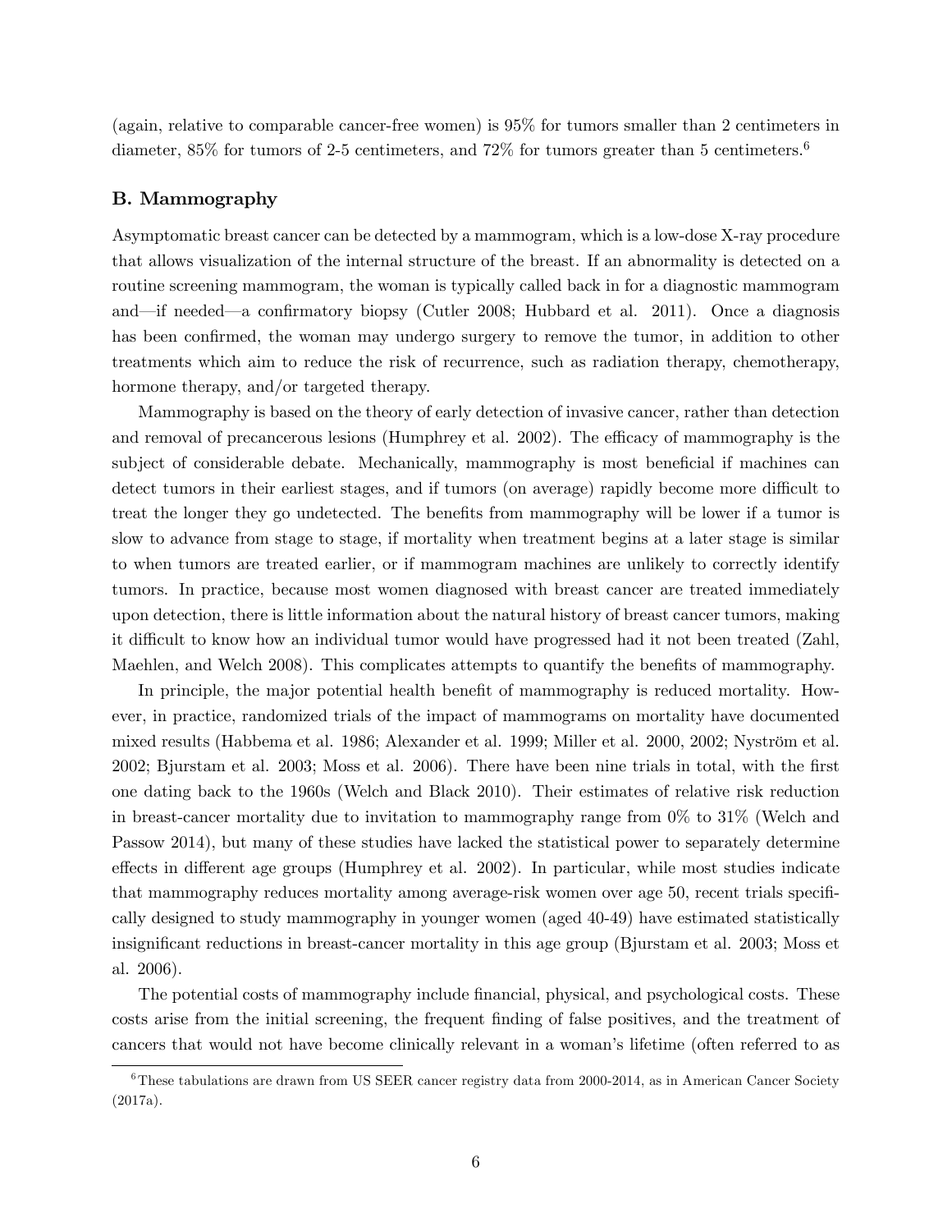(again, relative to comparable cancer-free women) is 95% for tumors smaller than 2 centimeters in diameter, 85% for tumors of 2-5 centimeters, and 72% for tumors greater than 5 centimeters.[6]

### B. Mammography

Asymptomatic breast cancer can be detected by a mammogram, which is a low-dose X-ray procedure that allows visualization of the internal structure of the breast. If an abnormality is detected on a routine screening mammogram, the woman is typically called back in for a diagnostic mammogram and—if needed—a confirmatory biopsy (Cutler 2008; Hubbard et al. 2011). Once a diagnosis has been confirmed, the woman may undergo surgery to remove the tumor, in addition to other treatments which aim to reduce the risk of recurrence, such as radiation therapy, chemotherapy, hormone therapy, and/or targeted therapy.

Mammography is based on the theory of early detection of invasive cancer, rather than detection and removal of precancerous lesions (Humphrey et al. 2002). The efficacy of mammography is the subject of considerable debate. Mechanically, mammography is most beneficial if machines can detect tumors in their earliest stages, and if tumors (on average) rapidly become more difficult to treat the longer they go undetected. The benefits from mammography will be lower if a tumor is slow to advance from stage to stage, if mortality when treatment begins at a later stage is similar to when tumors are treated earlier, or if mammogram machines are unlikely to correctly identify tumors. In practice, because most women diagnosed with breast cancer are treated immediately upon detection, there is little information about the natural history of breast cancer tumors, making it difficult to know how an individual tumor would have progressed had it not been treated (Zahl, Maehlen, and Welch 2008). This complicates attempts to quantify the benefits of mammography.

In principle, the major potential health benefit of mammography is reduced mortality. However, in practice, randomized trials of the impact of mammograms on mortality have documented mixed results (Habbema et al. 1986; Alexander et al. 1999; Miller et al. 2000, 2002; Nyström et al. 2002; Bjurstam et al. 2003; Moss et al. 2006). There have been nine trials in total, with the first one dating back to the 1960s (Welch and Black 2010). Their estimates of relative risk reduction in breast-cancer mortality due to invitation to mammography range from 0% to 31% (Welch and Passow 2014), but many of these studies have lacked the statistical power to separately determine effects in different age groups (Humphrey et al. 2002). In particular, while most studies indicate that mammography reduces mortality among average-risk women over age 50, recent trials specifically designed to study mammography in younger women (aged 40-49) have estimated statistically insignificant reductions in breast-cancer mortality in this age group (Bjurstam et al. 2003; Moss et al. 2006).

The potential costs of mammography include financial, physical, and psychological costs. These costs arise from the initial screening, the frequent finding of false positives, and the treatment of cancers that would not have become clinically relevant in a woman's lifetime (often referred to as

[6] These tabulations are drawn from US SEER cancer registry data from 2000-2014, as in American Cancer Society (2017a).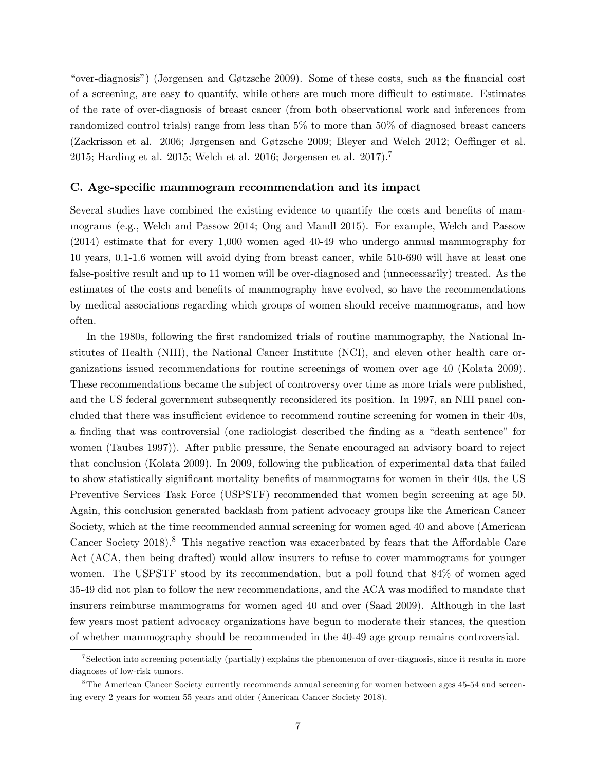"over-diagnosis") (Jørgensen and Gøtzsche 2009). Some of these costs, such as the financial cost of a screening, are easy to quantify, while others are much more difficult to estimate. Estimates of the rate of over-diagnosis of breast cancer (from both observational work and inferences from randomized control trials) range from less than 5% to more than 50% of diagnosed breast cancers (Zackrisson et al. 2006; Jørgensen and Gøtzsche 2009; Bleyer and Welch 2012; Oeffinger et al. 2015; Harding et al. 2015; Welch et al. 2016; Jørgensen et al. 2017).[7]

### C. Age-specific mammogram recommendation and its impact

Several studies have combined the existing evidence to quantify the costs and benefits of mammograms (e.g., Welch and Passow 2014; Ong and Mandl 2015). For example, Welch and Passow (2014) estimate that for every 1,000 women aged 40-49 who undergo annual mammography for 10 years, 0.1-1.6 women will avoid dying from breast cancer, while 510-690 will have at least one false-positive result and up to 11 women will be over-diagnosed and (unnecessarily) treated. As the estimates of the costs and benefits of mammography have evolved, so have the recommendations by medical associations regarding which groups of women should receive mammograms, and how often.

In the 1980s, following the first randomized trials of routine mammography, the National Institutes of Health (NIH), the National Cancer Institute (NCI), and eleven other health care organizations issued recommendations for routine screenings of women over age 40 (Kolata 2009). These recommendations became the subject of controversy over time as more trials were published, and the US federal government subsequently reconsidered its position. In 1997, an NIH panel concluded that there was insufficient evidence to recommend routine screening for women in their 40s, a finding that was controversial (one radiologist described the finding as a "death sentence" for women (Taubes 1997)). After public pressure, the Senate encouraged an advisory board to reject that conclusion (Kolata 2009). In 2009, following the publication of experimental data that failed to show statistically significant mortality benefits of mammograms for women in their 40s, the US Preventive Services Task Force (USPSTF) recommended that women begin screening at age 50. Again, this conclusion generated backlash from patient advocacy groups like the American Cancer Society, which at the time recommended annual screening for women aged 40 and above (American Cancer Society 2018).[8] This negative reaction was exacerbated by fears that the Affordable Care Act (ACA, then being drafted) would allow insurers to refuse to cover mammograms for younger women. The USPSTF stood by its recommendation, but a poll found that 84% of women aged 35-49 did not plan to follow the new recommendations, and the ACA was modified to mandate that insurers reimburse mammograms for women aged 40 and over (Saad 2009). Although in the last few years most patient advocacy organizations have begun to moderate their stances, the question of whether mammography should be recommended in the 40-49 age group remains controversial.

---

[7] Selection into screening potentially (partially) explains the phenomenon of over-diagnosis, since it results in more diagnoses of low-risk tumors.

[8] The American Cancer Society currently recommends annual screening for women between ages 45-54 and screening every 2 years for women 55 years and older (American Cancer Society 2018).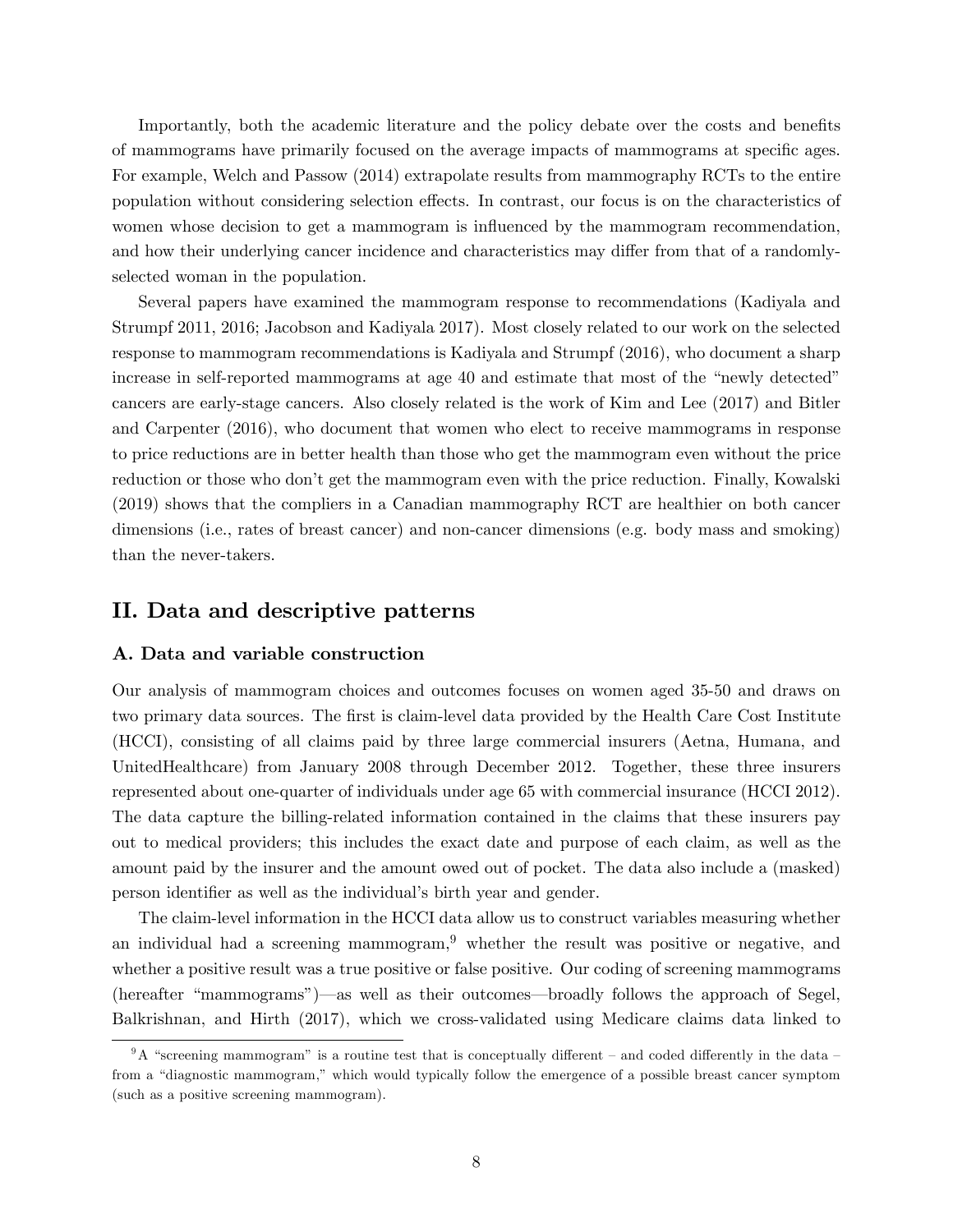Importantly, both the academic literature and the policy debate over the costs and benefits of mammograms have primarily focused on the average impacts of mammograms at specific ages. For example, Welch and Passow (2014) extrapolate results from mammography RCTs to the entire population without considering selection effects. In contrast, our focus is on the characteristics of women whose decision to get a mammogram is influenced by the mammogram recommendation, and how their underlying cancer incidence and characteristics may differ from that of a randomly-selected woman in the population.

Several papers have examined the mammogram response to recommendations (Kadiyala and Strumpf 2011, 2016; Jacobson and Kadiyala 2017). Most closely related to our work on the selected response to mammogram recommendations is Kadiyala and Strumpf (2016), who document a sharp increase in self-reported mammograms at age 40 and estimate that most of the "newly detected" cancers are early-stage cancers. Also closely related is the work of Kim and Lee (2017) and Bitler and Carpenter (2016), who document that women who elect to receive mammograms in response to price reductions are in better health than those who get the mammogram even without the price reduction or those who don't get the mammogram even with the price reduction. Finally, Kowalski (2019) shows that the compliers in a Canadian mammography RCT are healthier on both cancer dimensions (i.e., rates of breast cancer) and non-cancer dimensions (e.g. body mass and smoking) than the never-takers.

## II. Data and descriptive patterns

### A. Data and variable construction

Our analysis of mammogram choices and outcomes focuses on women aged 35-50 and draws on two primary data sources. The first is claim-level data provided by the Health Care Cost Institute (HCCI), consisting of all claims paid by three large commercial insurers (Aetna, Humana, and UnitedHealthcare) from January 2008 through December 2012. Together, these three insurers represented about one-quarter of individuals under age 65 with commercial insurance (HCCI 2012). The data capture the billing-related information contained in the claims that these insurers pay out to medical providers; this includes the exact date and purpose of each claim, as well as the amount paid by the insurer and the amount owed out of pocket. The data also include a (masked) person identifier as well as the individual's birth year and gender.

The claim-level information in the HCCI data allow us to construct variables measuring whether an individual had a screening mammogram,[9] whether the result was positive or negative, and whether a positive result was a true positive or false positive. Our coding of screening mammograms (hereafter "mammograms")—as well as their outcomes—broadly follows the approach of Segel, Balkrishnan, and Hirth (2017), which we cross-validated using Medicare claims data linked to

[9] A "screening mammogram" is a routine test that is conceptually different – and coded differently in the data – from a "diagnostic mammogram," which would typically follow the emergence of a possible breast cancer symptom (such as a positive screening mammogram).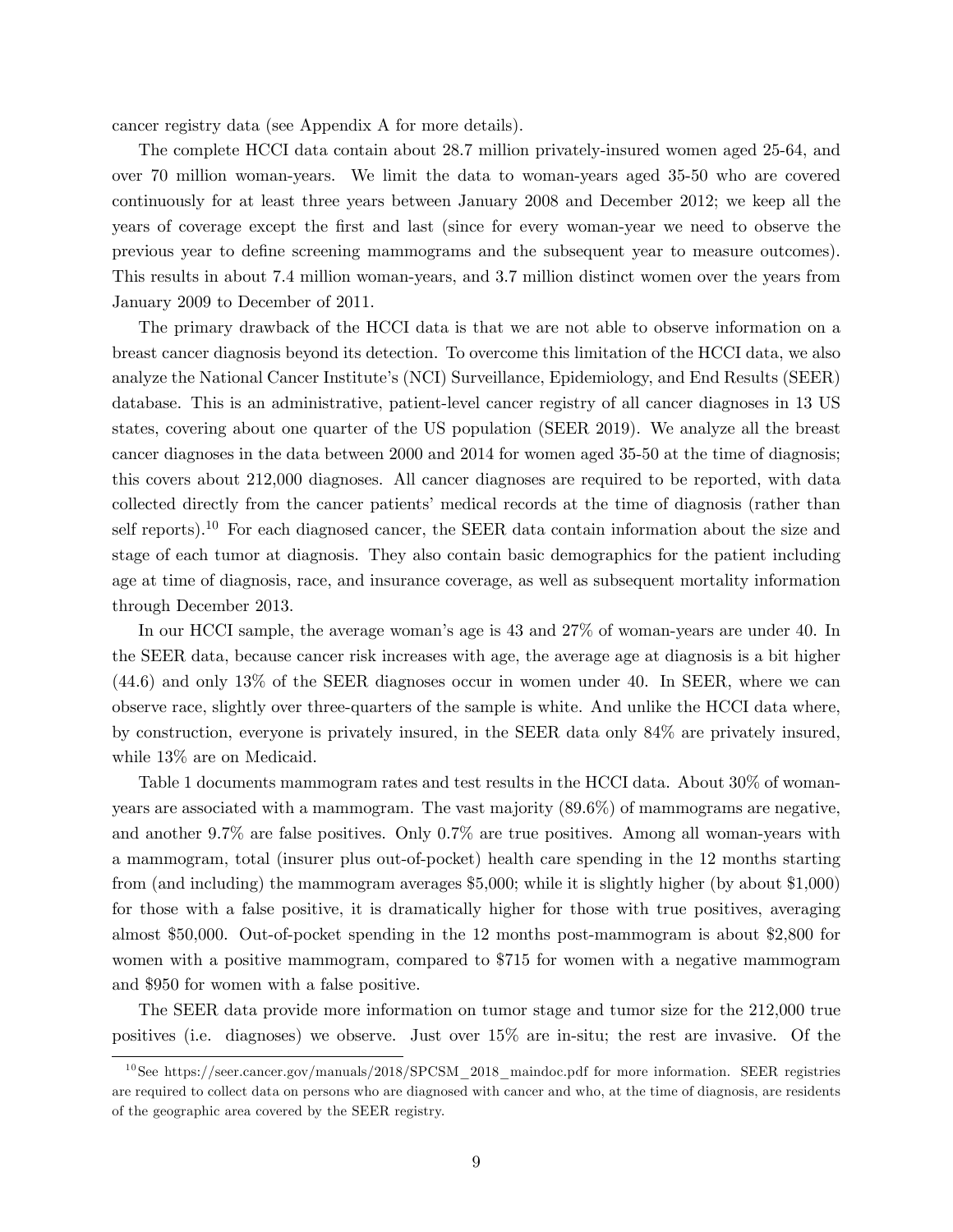cancer registry data (see Appendix A for more details).

The complete HCCI data contain about 28.7 million privately-insured women aged 25-64, and over 70 million woman-years. We limit the data to woman-years aged 35-50 who are covered continuously for at least three years between January 2008 and December 2012; we keep all the years of coverage except the first and last (since for every woman-year we need to observe the previous year to define screening mammograms and the subsequent year to measure outcomes). This results in about 7.4 million woman-years, and 3.7 million distinct women over the years from January 2009 to December of 2011.

The primary drawback of the HCCI data is that we are not able to observe information on a breast cancer diagnosis beyond its detection. To overcome this limitation of the HCCI data, we also analyze the National Cancer Institute's (NCI) Surveillance, Epidemiology, and End Results (SEER) database. This is an administrative, patient-level cancer registry of all cancer diagnoses in 13 US states, covering about one quarter of the US population (SEER 2019). We analyze all the breast cancer diagnoses in the data between 2000 and 2014 for women aged 35-50 at the time of diagnosis; this covers about 212,000 diagnoses. All cancer diagnoses are required to be reported, with data collected directly from the cancer patients' medical records at the time of diagnosis (rather than self reports).[10] For each diagnosed cancer, the SEER data contain information about the size and stage of each tumor at diagnosis. They also contain basic demographics for the patient including age at time of diagnosis, race, and insurance coverage, as well as subsequent mortality information through December 2013.

In our HCCI sample, the average woman's age is 43 and 27% of woman-years are under 40. In the SEER data, because cancer risk increases with age, the average age at diagnosis is a bit higher (44.6) and only 13% of the SEER diagnoses occur in women under 40. In SEER, where we can observe race, slightly over three-quarters of the sample is white. And unlike the HCCI data where, by construction, everyone is privately insured, in the SEER data only 84% are privately insured, while 13% are on Medicaid.

Table 1 documents mammogram rates and test results in the HCCI data. About 30% of woman-years are associated with a mammogram. The vast majority (89.6%) of mammograms are negative, and another 9.7% are false positives. Only 0.7% are true positives. Among all woman-years with a mammogram, total (insurer plus out-of-pocket) health care spending in the 12 months starting from (and including) the mammogram averages $5,000; while it is slightly higher (by about $1,000) for those with a false positive, it is dramatically higher for those with true positives, averaging almost $50,000. Out-of-pocket spending in the 12 months post-mammogram is about $2,800 for women with a positive mammogram, compared to $715 for women with a negative mammogram and $950 for women with a false positive.

The SEER data provide more information on tumor stage and tumor size for the 212,000 true positives (i.e. diagnoses) we observe. Just over 15% are in-situ; the rest are invasive. Of the

[10] See https://seer.cancer.gov/manuals/2018/SPCSM_2018_maindoc.pdf for more information. SEER registries are required to collect data on persons who are diagnosed with cancer and who, at the time of diagnosis, are residents of the geographic area covered by the SEER registry.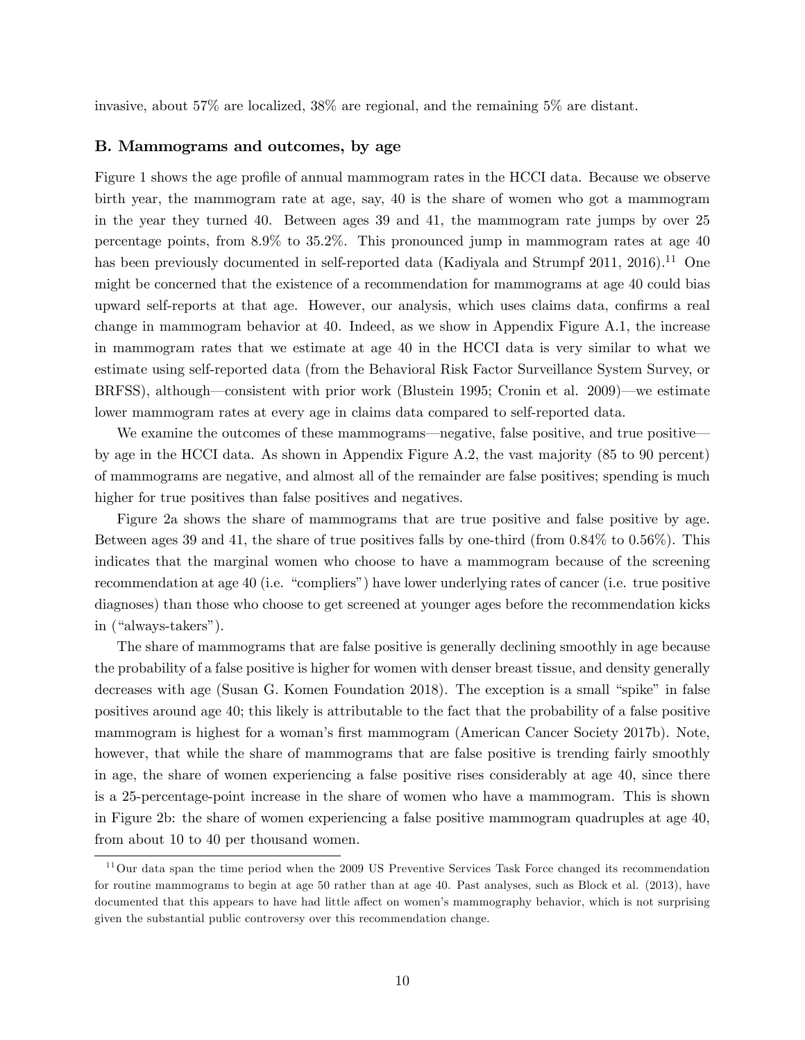invasive, about 57% are localized, 38% are regional, and the remaining 5% are distant.

### B. Mammograms and outcomes, by age

Figure 1 shows the age profile of annual mammogram rates in the HCCI data. Because we observe birth year, the mammogram rate at age, say, 40 is the share of women who got a mammogram in the year they turned 40. Between ages 39 and 41, the mammogram rate jumps by over 25 percentage points, from 8.9% to 35.2%. This pronounced jump in mammogram rates at age 40 has been previously documented in self-reported data (Kadiyala and Strumpf 2011, 2016).[11] One might be concerned that the existence of a recommendation for mammograms at age 40 could bias upward self-reports at that age. However, our analysis, which uses claims data, confirms a real change in mammogram behavior at 40. Indeed, as we show in Appendix Figure A.1, the increase in mammogram rates that we estimate at age 40 in the HCCI data is very similar to what we estimate using self-reported data (from the Behavioral Risk Factor Surveillance System Survey, or BRFSS), although—consistent with prior work (Blustein 1995; Cronin et al. 2009)—we estimate lower mammogram rates at every age in claims data compared to self-reported data.

We examine the outcomes of these mammograms—negative, false positive, and true positive—by age in the HCCI data. As shown in Appendix Figure A.2, the vast majority (85 to 90 percent) of mammograms are negative, and almost all of the remainder are false positives; spending is much higher for true positives than false positives and negatives.

Figure 2a shows the share of mammograms that are true positive and false positive by age. Between ages 39 and 41, the share of true positives falls by one-third (from 0.84% to 0.56%). This indicates that the marginal women who choose to have a mammogram because of the screening recommendation at age 40 (i.e. "compliers") have lower underlying rates of cancer (i.e. true positive diagnoses) than those who choose to get screened at younger ages before the recommendation kicks in ("always-takers").

The share of mammograms that are false positive is generally declining smoothly in age because the probability of a false positive is higher for women with denser breast tissue, and density generally decreases with age (Susan G. Komen Foundation 2018). The exception is a small "spike" in false positives around age 40; this likely is attributable to the fact that the probability of a false positive mammogram is highest for a woman's first mammogram (American Cancer Society 2017b). Note, however, that while the share of mammograms that are false positive is trending fairly smoothly in age, the share of women experiencing a false positive rises considerably at age 40, since there is a 25-percentage-point increase in the share of women who have a mammogram. This is shown in Figure 2b: the share of women experiencing a false positive mammogram quadruples at age 40, from about 10 to 40 per thousand women.

[11] Our data span the time period when the 2009 US Preventive Services Task Force changed its recommendation for routine mammograms to begin at age 50 rather than at age 40. Past analyses, such as Block et al. (2013), have documented that this appears to have had little affect on women's mammography behavior, which is not surprising given the substantial public controversy over this recommendation change.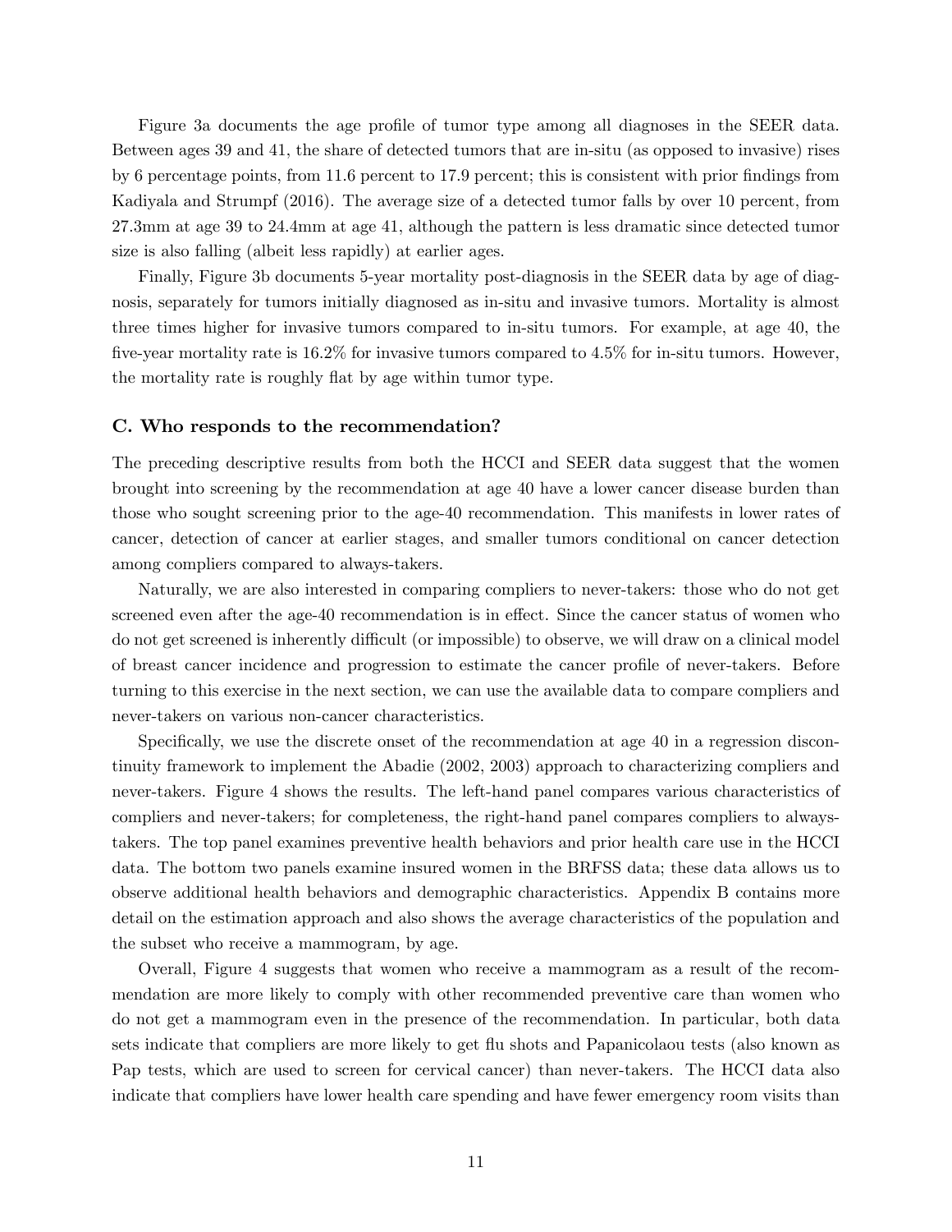Figure 3a documents the age profile of tumor type among all diagnoses in the SEER data. Between ages 39 and 41, the share of detected tumors that are in-situ (as opposed to invasive) rises by 6 percentage points, from 11.6 percent to 17.9 percent; this is consistent with prior findings from Kadiyala and Strumpf (2016). The average size of a detected tumor falls by over 10 percent, from 27.3mm at age 39 to 24.4mm at age 41, although the pattern is less dramatic since detected tumor size is also falling (albeit less rapidly) at earlier ages.

Finally, Figure 3b documents 5-year mortality post-diagnosis in the SEER data by age of diagnosis, separately for tumors initially diagnosed as in-situ and invasive tumors. Mortality is almost three times higher for invasive tumors compared to in-situ tumors. For example, at age 40, the five-year mortality rate is 16.2% for invasive tumors compared to 4.5% for in-situ tumors. However, the mortality rate is roughly flat by age within tumor type.

### C. Who responds to the recommendation?

The preceding descriptive results from both the HCCI and SEER data suggest that the women brought into screening by the recommendation at age 40 have a lower cancer disease burden than those who sought screening prior to the age-40 recommendation. This manifests in lower rates of cancer, detection of cancer at earlier stages, and smaller tumors conditional on cancer detection among compliers compared to always-takers.

Naturally, we are also interested in comparing compliers to never-takers: those who do not get screened even after the age-40 recommendation is in effect. Since the cancer status of women who do not get screened is inherently difficult (or impossible) to observe, we will draw on a clinical model of breast cancer incidence and progression to estimate the cancer profile of never-takers. Before turning to this exercise in the next section, we can use the available data to compare compliers and never-takers on various non-cancer characteristics.

Specifically, we use the discrete onset of the recommendation at age 40 in a regression discontinuity framework to implement the Abadie (2002, 2003) approach to characterizing compliers and never-takers. Figure 4 shows the results. The left-hand panel compares various characteristics of compliers and never-takers; for completeness, the right-hand panel compares compliers to always-takers. The top panel examines preventive health behaviors and prior health care use in the HCCI data. The bottom two panels examine insured women in the BRFSS data; these data allows us to observe additional health behaviors and demographic characteristics. Appendix B contains more detail on the estimation approach and also shows the average characteristics of the population and the subset who receive a mammogram, by age.

Overall, Figure 4 suggests that women who receive a mammogram as a result of the recommendation are more likely to comply with other recommended preventive care than women who do not get a mammogram even in the presence of the recommendation. In particular, both data sets indicate that compliers are more likely to get flu shots and Papanicolaou tests (also known as Pap tests, which are used to screen for cervical cancer) than never-takers. The HCCI data also indicate that compliers have lower health care spending and have fewer emergency room visits than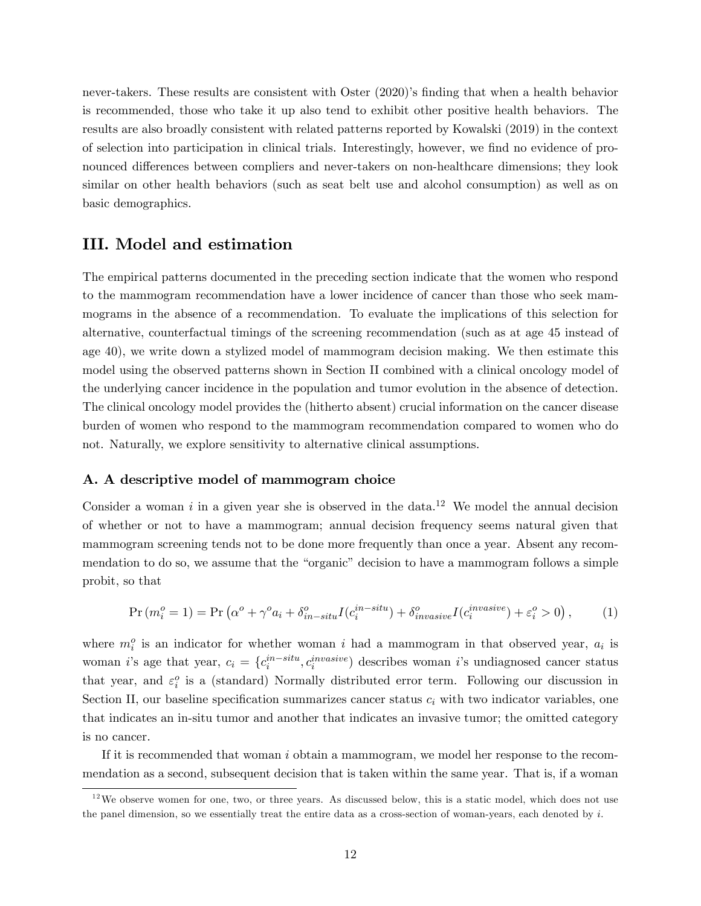never-takers. These results are consistent with Oster (2020)'s finding that when a health behavior is recommended, those who take it up also tend to exhibit other positive health behaviors. The results are also broadly consistent with related patterns reported by Kowalski (2019) in the context of selection into participation in clinical trials. Interestingly, however, we find no evidence of pronounced differences between compliers and never-takers on non-healthcare dimensions; they look similar on other health behaviors (such as seat belt use and alcohol consumption) as well as on basic demographics.

## III. Model and estimation

The empirical patterns documented in the preceding section indicate that the women who respond to the mammogram recommendation have a lower incidence of cancer than those who seek mammograms in the absence of a recommendation. To evaluate the implications of this selection for alternative, counterfactual timings of the screening recommendation (such as at age 45 instead of age 40), we write down a stylized model of mammogram decision making. We then estimate this model using the observed patterns shown in Section II combined with a clinical oncology model of the underlying cancer incidence in the population and tumor evolution in the absence of detection. The clinical oncology model provides the (hitherto absent) crucial information on the cancer disease burden of women who respond to the mammogram recommendation compared to women who do not. Naturally, we explore sensitivity to alternative clinical assumptions.

### A. A descriptive model of mammogram choice

Consider a woman $i$ in a given year she is observed in the data.[12] We model the annual decision of whether or not to have a mammogram; annual decision frequency seems natural given that mammogram screening tends not to be done more frequently than once a year. Absent any recommendation to do so, we assume that the "organic" decision to have a mammogram follows a simple probit, so that

$$\Pr\left(m_i^o = 1\right) = \Pr\left(\alpha^o + \gamma^o a_i + \delta^o_{in-situ} I(c_i^{in-situ}) + \delta^o_{invasive} I(c_i^{invasive}) + \varepsilon_i^o > 0\right), \tag{1}$$

where $m_i^o$ is an indicator for whether woman $i$ had a mammogram in that observed year, $a_i$ is woman $i$'s age that year, $c_i = \{c_i^{in-situ}, c_i^{invasive}\}$ describes woman $i$'s undiagnosed cancer status that year, and $\varepsilon_i^o$ is a (standard) Normally distributed error term. Following our discussion in Section II, our baseline specification summarizes cancer status $c_i$ with two indicator variables, one that indicates an in-situ tumor and another that indicates an invasive tumor; the omitted category is no cancer.

If it is recommended that woman $i$ obtain a mammogram, we model her response to the recommendation as a second, subsequent decision that is taken within the same year. That is, if a woman

[12] We observe women for one, two, or three years. As discussed below, this is a static model, which does not use the panel dimension, so we essentially treat the entire data as a cross-section of woman-years, each denoted by $i$.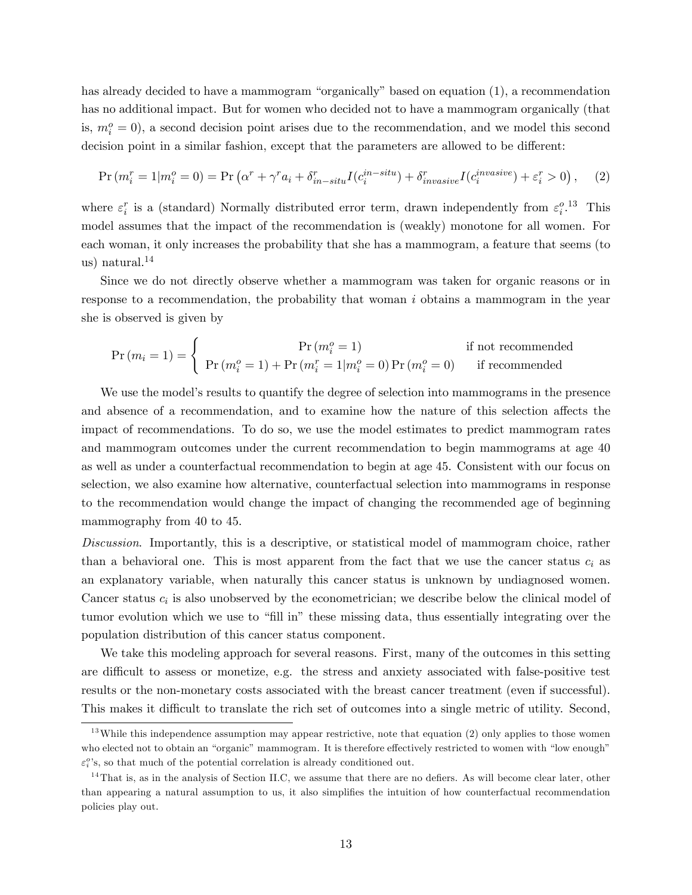has already decided to have a mammogram "organically" based on equation (1), a recommendation has no additional impact. But for women who decided not to have a mammogram organically (that is, $m_i^o = 0$), a second decision point arises due to the recommendation, and we model this second decision point in a similar fashion, except that the parameters are allowed to be different:

$$\Pr\left(m_i^r = 1 | m_i^o = 0\right) = \Pr\left(\alpha^r + \gamma^r a_i + \delta^r_{in-situ} I(c_i^{in-situ}) + \delta^r_{invasive} I(c_i^{invasive}) + \varepsilon_i^r > 0\right), \quad (2)$$

where $\varepsilon_i^r$ is a (standard) Normally distributed error term, drawn independently from $\varepsilon_i^o$.[13] This model assumes that the impact of the recommendation is (weakly) monotone for all women. For each woman, it only increases the probability that she has a mammogram, a feature that seems (to us) natural.[14]

Since we do not directly observe whether a mammogram was taken for organic reasons or in response to a recommendation, the probability that woman $i$ obtains a mammogram in the year she is observed is given by

$$\Pr\left(m_i = 1\right) = \begin{cases} \Pr\left(m_i^o = 1\right) & \text{if not recommended} \\ \Pr\left(m_i^o = 1\right) + \Pr\left(m_i^r = 1 | m_i^o = 0\right) \Pr\left(m_i^o = 0\right) & \text{if recommended} \end{cases}$$

We use the model's results to quantify the degree of selection into mammograms in the presence and absence of a recommendation, and to examine how the nature of this selection affects the impact of recommendations. To do so, we use the model estimates to predict mammogram rates and mammogram outcomes under the current recommendation to begin mammograms at age 40 as well as under a counterfactual recommendation to begin at age 45. Consistent with our focus on selection, we also examine how alternative, counterfactual selection into mammograms in response to the recommendation would change the impact of changing the recommended age of beginning mammography from 40 to 45.

*Discussion*. Importantly, this is a descriptive, or statistical model of mammogram choice, rather than a behavioral one. This is most apparent from the fact that we use the cancer status $c_i$ as an explanatory variable, when naturally this cancer status is unknown by undiagnosed women. Cancer status $c_i$ is also unobserved by the econometrician; we describe below the clinical model of tumor evolution which we use to "fill in" these missing data, thus essentially integrating over the population distribution of this cancer status component.

We take this modeling approach for several reasons. First, many of the outcomes in this setting are difficult to assess or monetize, e.g. the stress and anxiety associated with false-positive test results or the non-monetary costs associated with the breast cancer treatment (even if successful). This makes it difficult to translate the rich set of outcomes into a single metric of utility. Second,

---

[13] While this independence assumption may appear restrictive, note that equation (2) only applies to those women who elected not to obtain an "organic" mammogram. It is therefore effectively restricted to women with "low enough" $\varepsilon_i^o$'s, so that much of the potential correlation is already conditioned out.

[14] That is, as in the analysis of Section II.C, we assume that there are no defiers. As will become clear later, other than appearing a natural assumption to us, it also simplifies the intuition of how counterfactual recommendation policies play out.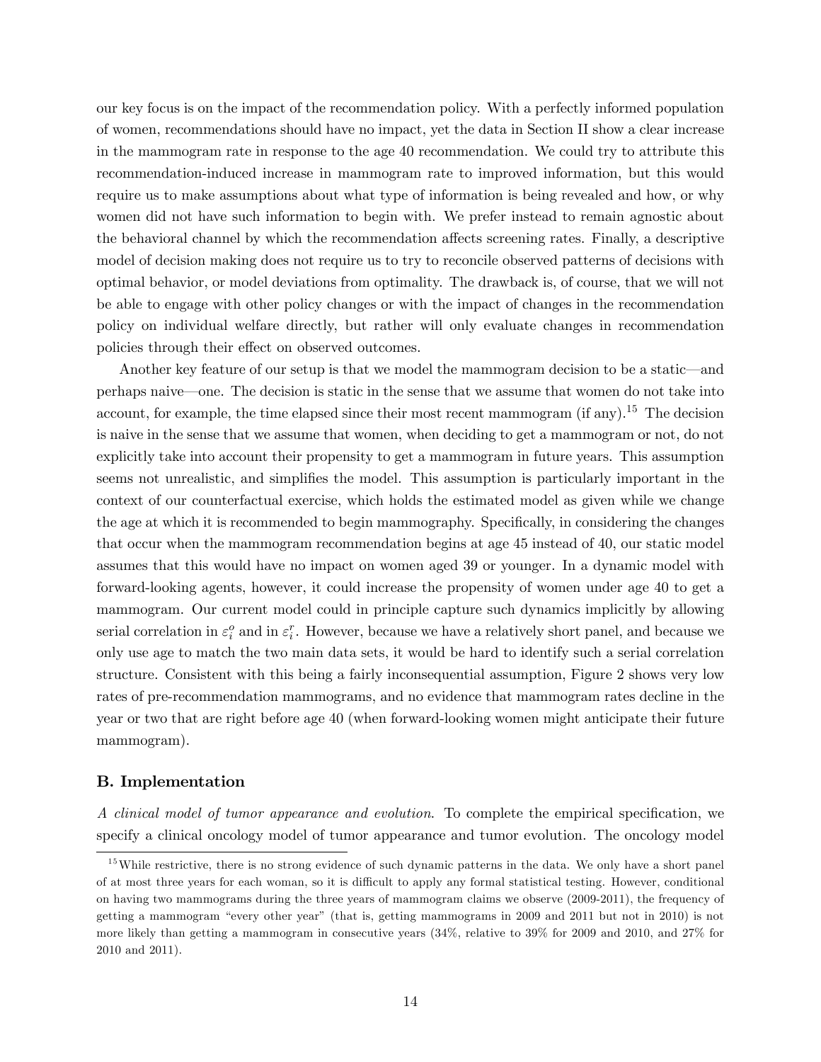our key focus is on the impact of the recommendation policy. With a perfectly informed population of women, recommendations should have no impact, yet the data in Section II show a clear increase in the mammogram rate in response to the age 40 recommendation. We could try to attribute this recommendation-induced increase in mammogram rate to improved information, but this would require us to make assumptions about what type of information is being revealed and how, or why women did not have such information to begin with. We prefer instead to remain agnostic about the behavioral channel by which the recommendation affects screening rates. Finally, a descriptive model of decision making does not require us to try to reconcile observed patterns of decisions with optimal behavior, or model deviations from optimality. The drawback is, of course, that we will not be able to engage with other policy changes or with the impact of changes in the recommendation policy on individual welfare directly, but rather will only evaluate changes in recommendation policies through their effect on observed outcomes.

Another key feature of our setup is that we model the mammogram decision to be a static—and perhaps naive—one. The decision is static in the sense that we assume that women do not take into account, for example, the time elapsed since their most recent mammogram (if any).[15] The decision is naive in the sense that we assume that women, when deciding to get a mammogram or not, do not explicitly take into account their propensity to get a mammogram in future years. This assumption seems not unrealistic, and simplifies the model. This assumption is particularly important in the context of our counterfactual exercise, which holds the estimated model as given while we change the age at which it is recommended to begin mammography. Specifically, in considering the changes that occur when the mammogram recommendation begins at age 45 instead of 40, our static model assumes that this would have no impact on women aged 39 or younger. In a dynamic model with forward-looking agents, however, it could increase the propensity of women under age 40 to get a mammogram. Our current model could in principle capture such dynamics implicitly by allowing serial correlation in $\varepsilon_i^o$ and in $\varepsilon_i^r$. However, because we have a relatively short panel, and because we only use age to match the two main data sets, it would be hard to identify such a serial correlation structure. Consistent with this being a fairly inconsequential assumption, Figure 2 shows very low rates of pre-recommendation mammograms, and no evidence that mammogram rates decline in the year or two that are right before age 40 (when forward-looking women might anticipate their future mammogram).

### B. Implementation

*A clinical model of tumor appearance and evolution*. To complete the empirical specification, we specify a clinical oncology model of tumor appearance and tumor evolution. The oncology model

[15] While restrictive, there is no strong evidence of such dynamic patterns in the data. We only have a short panel of at most three years for each woman, so it is difficult to apply any formal statistical testing. However, conditional on having two mammograms during the three years of mammogram claims we observe (2009-2011), the frequency of getting a mammogram "every other year" (that is, getting mammograms in 2009 and 2011 but not in 2010) is not more likely than getting a mammogram in consecutive years (34%, relative to 39% for 2009 and 2010, and 27% for 2010 and 2011).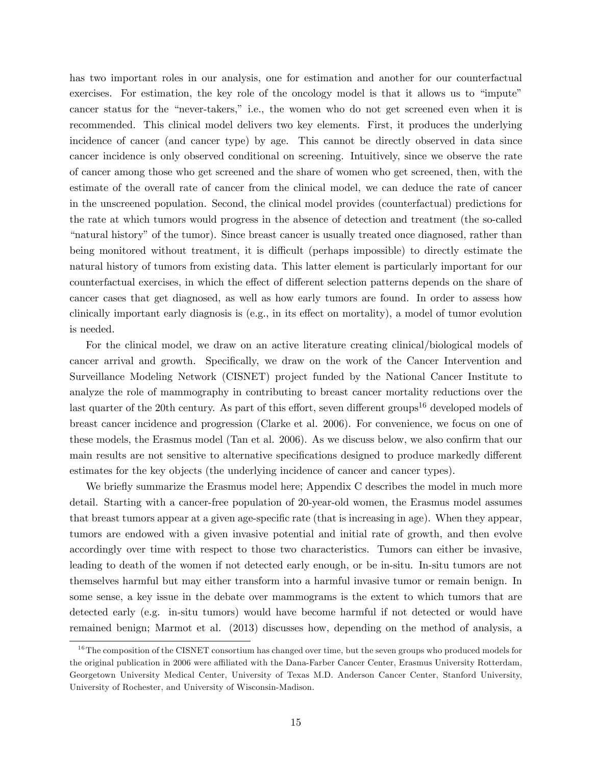has two important roles in our analysis, one for estimation and another for our counterfactual exercises. For estimation, the key role of the oncology model is that it allows us to "impute" cancer status for the "never-takers," i.e., the women who do not get screened even when it is recommended. This clinical model delivers two key elements. First, it produces the underlying incidence of cancer (and cancer type) by age. This cannot be directly observed in data since cancer incidence is only observed conditional on screening. Intuitively, since we observe the rate of cancer among those who get screened and the share of women who get screened, then, with the estimate of the overall rate of cancer from the clinical model, we can deduce the rate of cancer in the unscreened population. Second, the clinical model provides (counterfactual) predictions for the rate at which tumors would progress in the absence of detection and treatment (the so-called "natural history" of the tumor). Since breast cancer is usually treated once diagnosed, rather than being monitored without treatment, it is difficult (perhaps impossible) to directly estimate the natural history of tumors from existing data. This latter element is particularly important for our counterfactual exercises, in which the effect of different selection patterns depends on the share of cancer cases that get diagnosed, as well as how early tumors are found. In order to assess how clinically important early diagnosis is (e.g., in its effect on mortality), a model of tumor evolution is needed.

For the clinical model, we draw on an active literature creating clinical/biological models of cancer arrival and growth. Specifically, we draw on the work of the Cancer Intervention and Surveillance Modeling Network (CISNET) project funded by the National Cancer Institute to analyze the role of mammography in contributing to breast cancer mortality reductions over the last quarter of the 20th century. As part of this effort, seven different groups[16] developed models of breast cancer incidence and progression (Clarke et al. 2006). For convenience, we focus on one of these models, the Erasmus model (Tan et al. 2006). As we discuss below, we also confirm that our main results are not sensitive to alternative specifications designed to produce markedly different estimates for the key objects (the underlying incidence of cancer and cancer types).

We briefly summarize the Erasmus model here; Appendix C describes the model in much more detail. Starting with a cancer-free population of 20-year-old women, the Erasmus model assumes that breast tumors appear at a given age-specific rate (that is increasing in age). When they appear, tumors are endowed with a given invasive potential and initial rate of growth, and then evolve accordingly over time with respect to those two characteristics. Tumors can either be invasive, leading to death of the women if not detected early enough, or be in-situ. In-situ tumors are not themselves harmful but may either transform into a harmful invasive tumor or remain benign. In some sense, a key issue in the debate over mammograms is the extent to which tumors that are detected early (e.g. in-situ tumors) would have become harmful if not detected or would have remained benign; Marmot et al. (2013) discusses how, depending on the method of analysis, a

[16] The composition of the CISNET consortium has changed over time, but the seven groups who produced models for the original publication in 2006 were affiliated with the Dana-Farber Cancer Center, Erasmus University Rotterdam, Georgetown University Medical Center, University of Texas M.D. Anderson Cancer Center, Stanford University, University of Rochester, and University of Wisconsin-Madison.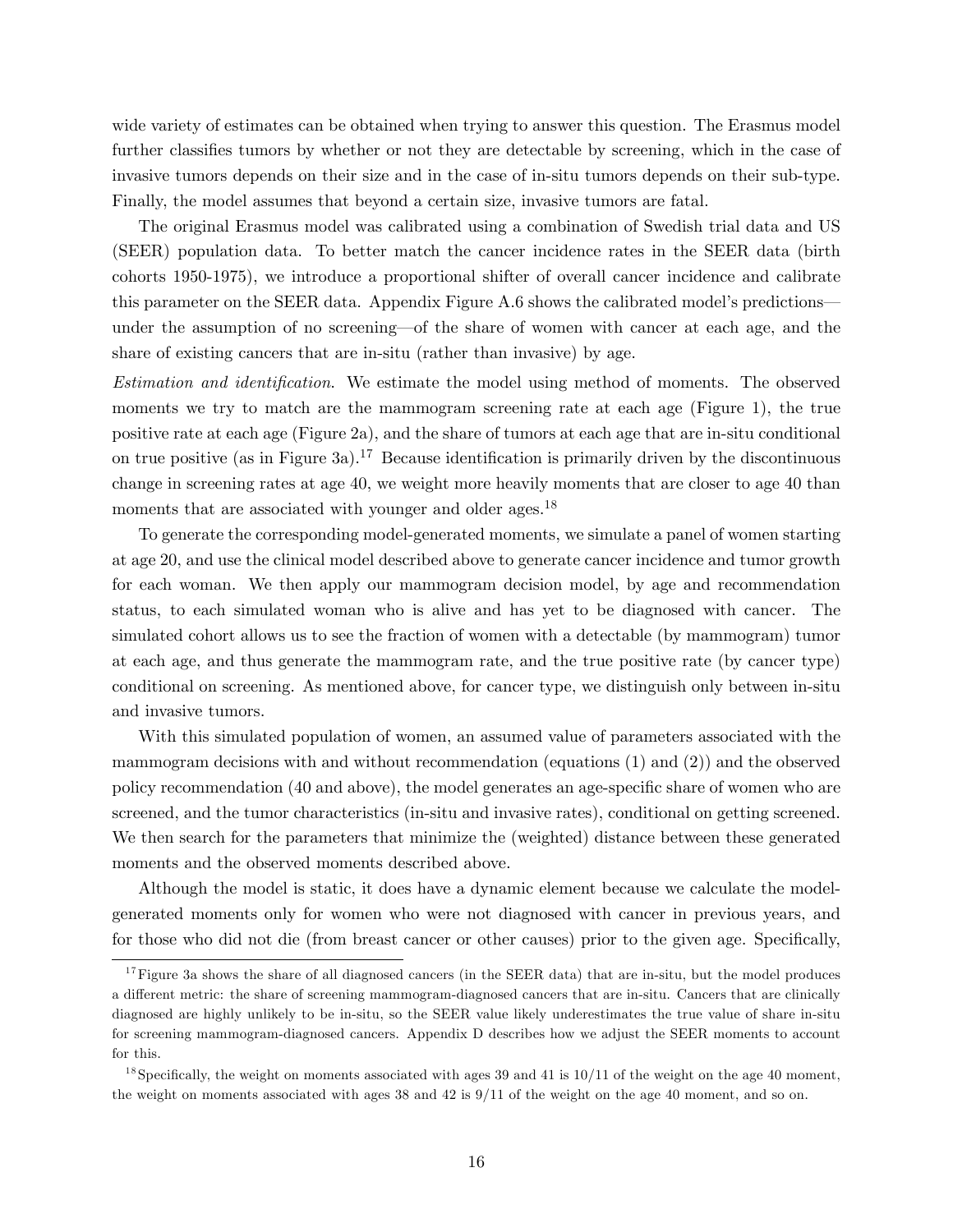wide variety of estimates can be obtained when trying to answer this question. The Erasmus model further classifies tumors by whether or not they are detectable by screening, which in the case of invasive tumors depends on their size and in the case of in-situ tumors depends on their sub-type. Finally, the model assumes that beyond a certain size, invasive tumors are fatal.

The original Erasmus model was calibrated using a combination of Swedish trial data and US (SEER) population data. To better match the cancer incidence rates in the SEER data (birth cohorts 1950-1975), we introduce a proportional shifter of overall cancer incidence and calibrate this parameter on the SEER data. Appendix Figure A.6 shows the calibrated model's predictions—under the assumption of no screening—of the share of women with cancer at each age, and the share of existing cancers that are in-situ (rather than invasive) by age.

*Estimation and identification*. We estimate the model using method of moments. The observed moments we try to match are the mammogram screening rate at each age (Figure 1), the true positive rate at each age (Figure 2a), and the share of tumors at each age that are in-situ conditional on true positive (as in Figure 3a).[17] Because identification is primarily driven by the discontinuous change in screening rates at age 40, we weight more heavily moments that are closer to age 40 than moments that are associated with younger and older ages.[18]

To generate the corresponding model-generated moments, we simulate a panel of women starting at age 20, and use the clinical model described above to generate cancer incidence and tumor growth for each woman. We then apply our mammogram decision model, by age and recommendation status, to each simulated woman who is alive and has yet to be diagnosed with cancer. The simulated cohort allows us to see the fraction of women with a detectable (by mammogram) tumor at each age, and thus generate the mammogram rate, and the true positive rate (by cancer type) conditional on screening. As mentioned above, for cancer type, we distinguish only between in-situ and invasive tumors.

With this simulated population of women, an assumed value of parameters associated with the mammogram decisions with and without recommendation (equations (1) and (2)) and the observed policy recommendation (40 and above), the model generates an age-specific share of women who are screened, and the tumor characteristics (in-situ and invasive rates), conditional on getting screened. We then search for the parameters that minimize the (weighted) distance between these generated moments and the observed moments described above.

Although the model is static, it does have a dynamic element because we calculate the model-generated moments only for women who were not diagnosed with cancer in previous years, and for those who did not die (from breast cancer or other causes) prior to the given age. Specifically,

---

[17] Figure 3a shows the share of all diagnosed cancers (in the SEER data) that are in-situ, but the model produces a different metric: the share of screening mammogram-diagnosed cancers that are in-situ. Cancers that are clinically diagnosed are highly unlikely to be in-situ, so the SEER value likely underestimates the true value of share in-situ for screening mammogram-diagnosed cancers. Appendix D describes how we adjust the SEER moments to account for this.

[18] Specifically, the weight on moments associated with ages 39 and 41 is 10/11 of the weight on the age 40 moment, the weight on moments associated with ages 38 and 42 is 9/11 of the weight on the age 40 moment, and so on.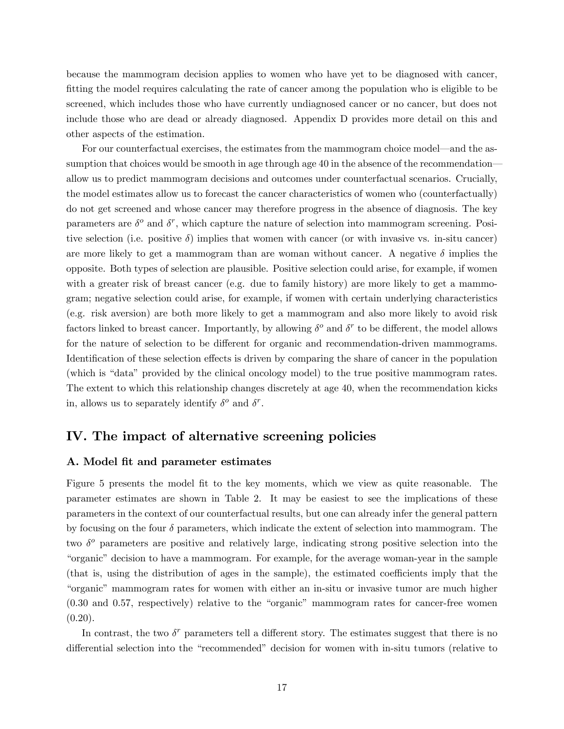because the mammogram decision applies to women who have yet to be diagnosed with cancer, fitting the model requires calculating the rate of cancer among the population who is eligible to be screened, which includes those who have currently undiagnosed cancer or no cancer, but does not include those who are dead or already diagnosed. Appendix D provides more detail on this and other aspects of the estimation.

For our counterfactual exercises, the estimates from the mammogram choice model—and the assumption that choices would be smooth in age through age 40 in the absence of the recommendation—allow us to predict mammogram decisions and outcomes under counterfactual scenarios. Crucially, the model estimates allow us to forecast the cancer characteristics of women who (counterfactually) do not get screened and whose cancer may therefore progress in the absence of diagnosis. The key parameters are $\delta^o$ and $\delta^r$, which capture the nature of selection into mammogram screening. Positive selection (i.e. positive $\delta$) implies that women with cancer (or with invasive vs. in-situ cancer) are more likely to get a mammogram than are woman without cancer. A negative $\delta$ implies the opposite. Both types of selection are plausible. Positive selection could arise, for example, if women with a greater risk of breast cancer (e.g. due to family history) are more likely to get a mammogram; negative selection could arise, for example, if women with certain underlying characteristics (e.g. risk aversion) are both more likely to get a mammogram and also more likely to avoid risk factors linked to breast cancer. Importantly, by allowing $\delta^o$ and $\delta^r$ to be different, the model allows for the nature of selection to be different for organic and recommendation-driven mammograms. Identification of these selection effects is driven by comparing the share of cancer in the population (which is "data" provided by the clinical oncology model) to the true positive mammogram rates. The extent to which this relationship changes discretely at age 40, when the recommendation kicks in, allows us to separately identify $\delta^o$ and $\delta^r$.

## IV. The impact of alternative screening policies

### A. Model fit and parameter estimates

Figure 5 presents the model fit to the key moments, which we view as quite reasonable. The parameter estimates are shown in Table 2. It may be easiest to see the implications of these parameters in the context of our counterfactual results, but one can already infer the general pattern by focusing on the four $\delta$ parameters, which indicate the extent of selection into mammogram. The two $\delta^o$ parameters are positive and relatively large, indicating strong positive selection into the "organic" decision to have a mammogram. For example, for the average woman-year in the sample (that is, using the distribution of ages in the sample), the estimated coefficients imply that the "organic" mammogram rates for women with either an in-situ or invasive tumor are much higher (0.30 and 0.57, respectively) relative to the "organic" mammogram rates for cancer-free women (0.20).

In contrast, the two $\delta^r$ parameters tell a different story. The estimates suggest that there is no differential selection into the "recommended" decision for women with in-situ tumors (relative to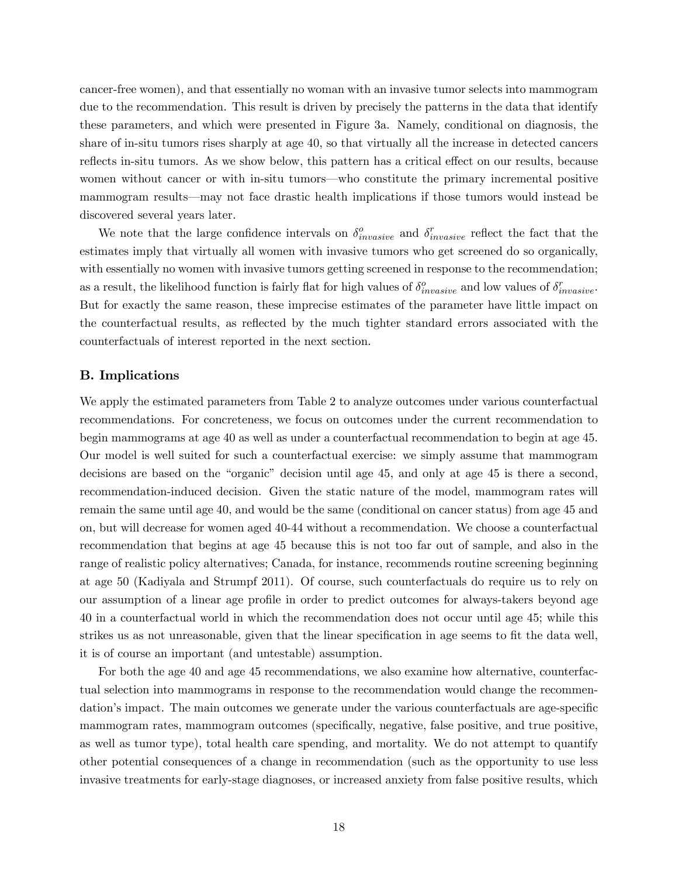cancer-free women), and that essentially no woman with an invasive tumor selects into mammogram due to the recommendation. This result is driven by precisely the patterns in the data that identify these parameters, and which were presented in Figure 3a. Namely, conditional on diagnosis, the share of in-situ tumors rises sharply at age 40, so that virtually all the increase in detected cancers reflects in-situ tumors. As we show below, this pattern has a critical effect on our results, because women without cancer or with in-situ tumors—who constitute the primary incremental positive mammogram results—may not face drastic health implications if those tumors would instead be discovered several years later.

We note that the large confidence intervals on $\delta^o_{invasive}$ and $\delta^r_{invasive}$ reflect the fact that the estimates imply that virtually all women with invasive tumors who get screened do so organically, with essentially no women with invasive tumors getting screened in response to the recommendation; as a result, the likelihood function is fairly flat for high values of $\delta^o_{invasive}$ and low values of $\delta^r_{invasive}$. But for exactly the same reason, these imprecise estimates of the parameter have little impact on the counterfactual results, as reflected by the much tighter standard errors associated with the counterfactuals of interest reported in the next section.

### B. Implications

We apply the estimated parameters from Table 2 to analyze outcomes under various counterfactual recommendations. For concreteness, we focus on outcomes under the current recommendation to begin mammograms at age 40 as well as under a counterfactual recommendation to begin at age 45. Our model is well suited for such a counterfactual exercise: we simply assume that mammogram decisions are based on the "organic" decision until age 45, and only at age 45 is there a second, recommendation-induced decision. Given the static nature of the model, mammogram rates will remain the same until age 40, and would be the same (conditional on cancer status) from age 45 and on, but will decrease for women aged 40-44 without a recommendation. We choose a counterfactual recommendation that begins at age 45 because this is not too far out of sample, and also in the range of realistic policy alternatives; Canada, for instance, recommends routine screening beginning at age 50 (Kadiyala and Strumpf 2011). Of course, such counterfactuals do require us to rely on our assumption of a linear age profile in order to predict outcomes for always-takers beyond age 40 in a counterfactual world in which the recommendation does not occur until age 45; while this strikes us as not unreasonable, given that the linear specification in age seems to fit the data well, it is of course an important (and untestable) assumption.

For both the age 40 and age 45 recommendations, we also examine how alternative, counterfactual selection into mammograms in response to the recommendation would change the recommendation's impact. The main outcomes we generate under the various counterfactuals are age-specific mammogram rates, mammogram outcomes (specifically, negative, false positive, and true positive, as well as tumor type), total health care spending, and mortality. We do not attempt to quantify other potential consequences of a change in recommendation (such as the opportunity to use less invasive treatments for early-stage diagnoses, or increased anxiety from false positive results, which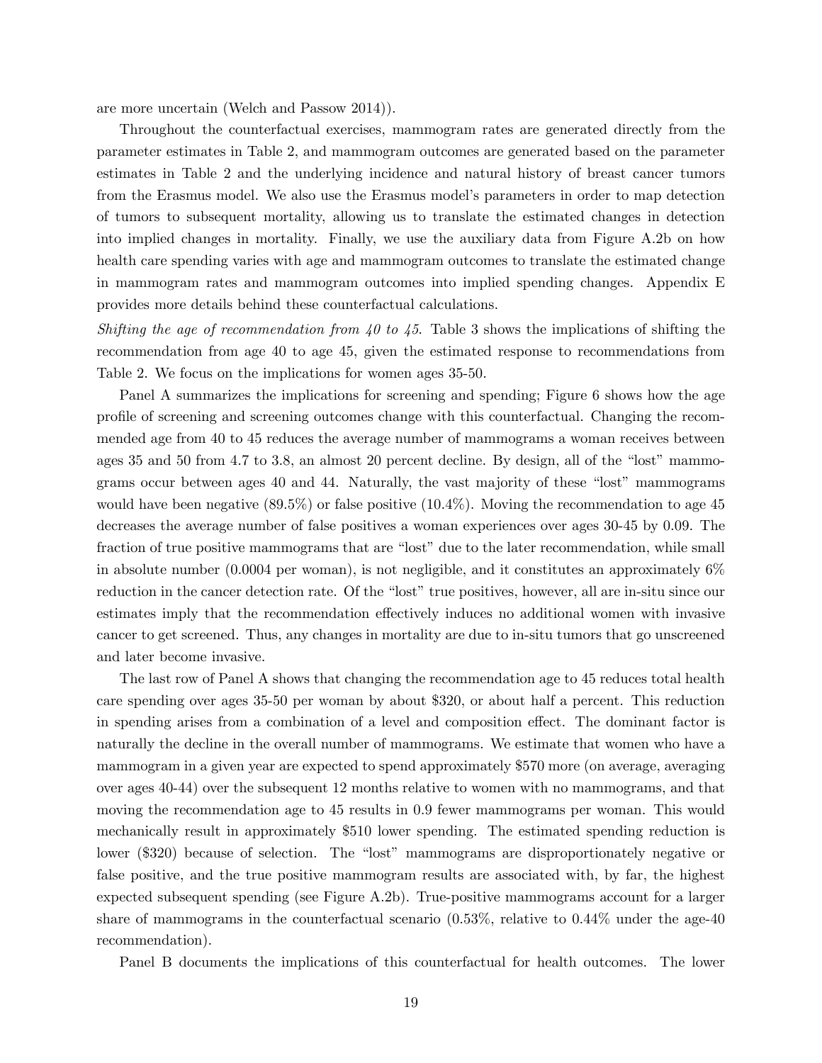are more uncertain (Welch and Passow 2014)).

Throughout the counterfactual exercises, mammogram rates are generated directly from the parameter estimates in Table 2, and mammogram outcomes are generated based on the parameter estimates in Table 2 and the underlying incidence and natural history of breast cancer tumors from the Erasmus model. We also use the Erasmus model's parameters in order to map detection of tumors to subsequent mortality, allowing us to translate the estimated changes in detection into implied changes in mortality. Finally, we use the auxiliary data from Figure A.2b on how health care spending varies with age and mammogram outcomes to translate the estimated change in mammogram rates and mammogram outcomes into implied spending changes. Appendix E provides more details behind these counterfactual calculations.

*Shifting the age of recommendation from 40 to 45.* Table 3 shows the implications of shifting the recommendation from age 40 to age 45, given the estimated response to recommendations from Table 2. We focus on the implications for women ages 35-50.

Panel A summarizes the implications for screening and spending; Figure 6 shows how the age profile of screening and screening outcomes change with this counterfactual. Changing the recommended age from 40 to 45 reduces the average number of mammograms a woman receives between ages 35 and 50 from 4.7 to 3.8, an almost 20 percent decline. By design, all of the "lost" mammograms occur between ages 40 and 44. Naturally, the vast majority of these "lost" mammograms would have been negative (89.5%) or false positive (10.4%). Moving the recommendation to age 45 decreases the average number of false positives a woman experiences over ages 30-45 by 0.09. The fraction of true positive mammograms that are "lost" due to the later recommendation, while small in absolute number (0.0004 per woman), is not negligible, and it constitutes an approximately 6% reduction in the cancer detection rate. Of the "lost" true positives, however, all are in-situ since our estimates imply that the recommendation effectively induces no additional women with invasive cancer to get screened. Thus, any changes in mortality are due to in-situ tumors that go unscreened and later become invasive.

The last row of Panel A shows that changing the recommendation age to 45 reduces total health care spending over ages 35-50 per woman by about $320, or about half a percent. This reduction in spending arises from a combination of a level and composition effect. The dominant factor is naturally the decline in the overall number of mammograms. We estimate that women who have a mammogram in a given year are expected to spend approximately $570 more (on average, averaging over ages 40-44) over the subsequent 12 months relative to women with no mammograms, and that moving the recommendation age to 45 results in 0.9 fewer mammograms per woman. This would mechanically result in approximately $510 lower spending. The estimated spending reduction is lower ($320) because of selection. The "lost" mammograms are disproportionately negative or false positive, and the true positive mammogram results are associated with, by far, the highest expected subsequent spending (see Figure A.2b). True-positive mammograms account for a larger share of mammograms in the counterfactual scenario (0.53%, relative to 0.44% under the age-40 recommendation).

Panel B documents the implications of this counterfactual for health outcomes. The lower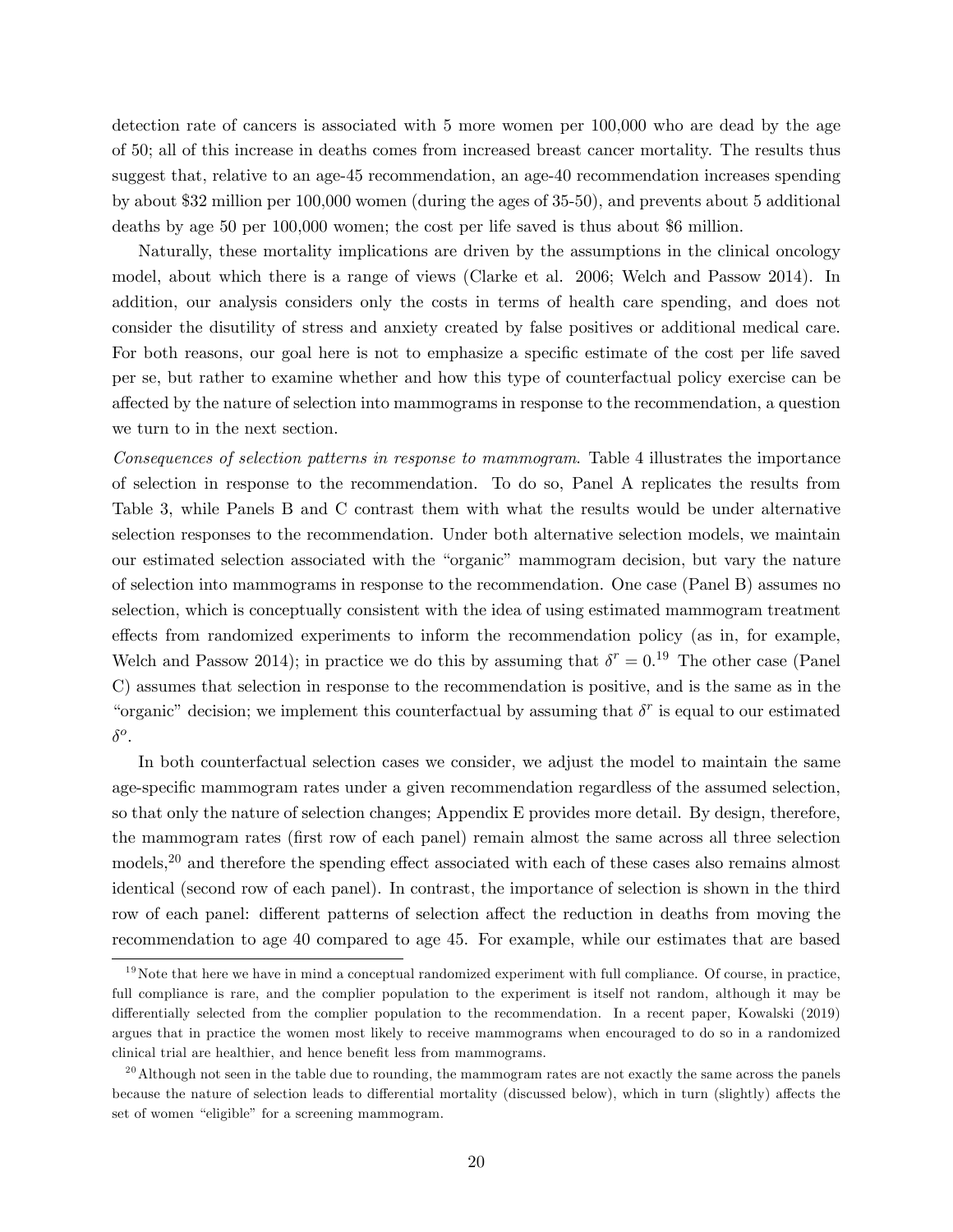detection rate of cancers is associated with 5 more women per 100,000 who are dead by the age of 50; all of this increase in deaths comes from increased breast cancer mortality. The results thus suggest that, relative to an age-45 recommendation, an age-40 recommendation increases spending by about \$32 million per 100,000 women (during the ages of 35-50), and prevents about 5 additional deaths by age 50 per 100,000 women; the cost per life saved is thus about \$6 million.

Naturally, these mortality implications are driven by the assumptions in the clinical oncology model, about which there is a range of views (Clarke et al. 2006; Welch and Passow 2014). In addition, our analysis considers only the costs in terms of health care spending, and does not consider the disutility of stress and anxiety created by false positives or additional medical care. For both reasons, our goal here is not to emphasize a specific estimate of the cost per life saved per se, but rather to examine whether and how this type of counterfactual policy exercise can be affected by the nature of selection into mammograms in response to the recommendation, a question we turn to in the next section.

*Consequences of selection patterns in response to mammogram*. Table 4 illustrates the importance of selection in response to the recommendation. To do so, Panel A replicates the results from Table 3, while Panels B and C contrast them with what the results would be under alternative selection responses to the recommendation. Under both alternative selection models, we maintain our estimated selection associated with the "organic" mammogram decision, but vary the nature of selection into mammograms in response to the recommendation. One case (Panel B) assumes no selection, which is conceptually consistent with the idea of using estimated mammogram treatment effects from randomized experiments to inform the recommendation policy (as in, for example, Welch and Passow 2014); in practice we do this by assuming that $\delta^r = 0$.[19] The other case (Panel C) assumes that selection in response to the recommendation is positive, and is the same as in the "organic" decision; we implement this counterfactual by assuming that $\delta^r$ is equal to our estimated $\delta^o$.

In both counterfactual selection cases we consider, we adjust the model to maintain the same age-specific mammogram rates under a given recommendation regardless of the assumed selection, so that only the nature of selection changes; Appendix E provides more detail. By design, therefore, the mammogram rates (first row of each panel) remain almost the same across all three selection models,[20] and therefore the spending effect associated with each of these cases also remains almost identical (second row of each panel). In contrast, the importance of selection is shown in the third row of each panel: different patterns of selection affect the reduction in deaths from moving the recommendation to age 40 compared to age 45. For example, while our estimates that are based

[19] Note that here we have in mind a conceptual randomized experiment with full compliance. Of course, in practice, full compliance is rare, and the complier population to the experiment is itself not random, although it may be differentially selected from the complier population to the recommendation. In a recent paper, Kowalski (2019) argues that in practice the women most likely to receive mammograms when encouraged to do so in a randomized clinical trial are healthier, and hence benefit less from mammograms.

[20] Although not seen in the table due to rounding, the mammogram rates are not exactly the same across the panels because the nature of selection leads to differential mortality (discussed below), which in turn (slightly) affects the set of women "eligible" for a screening mammogram.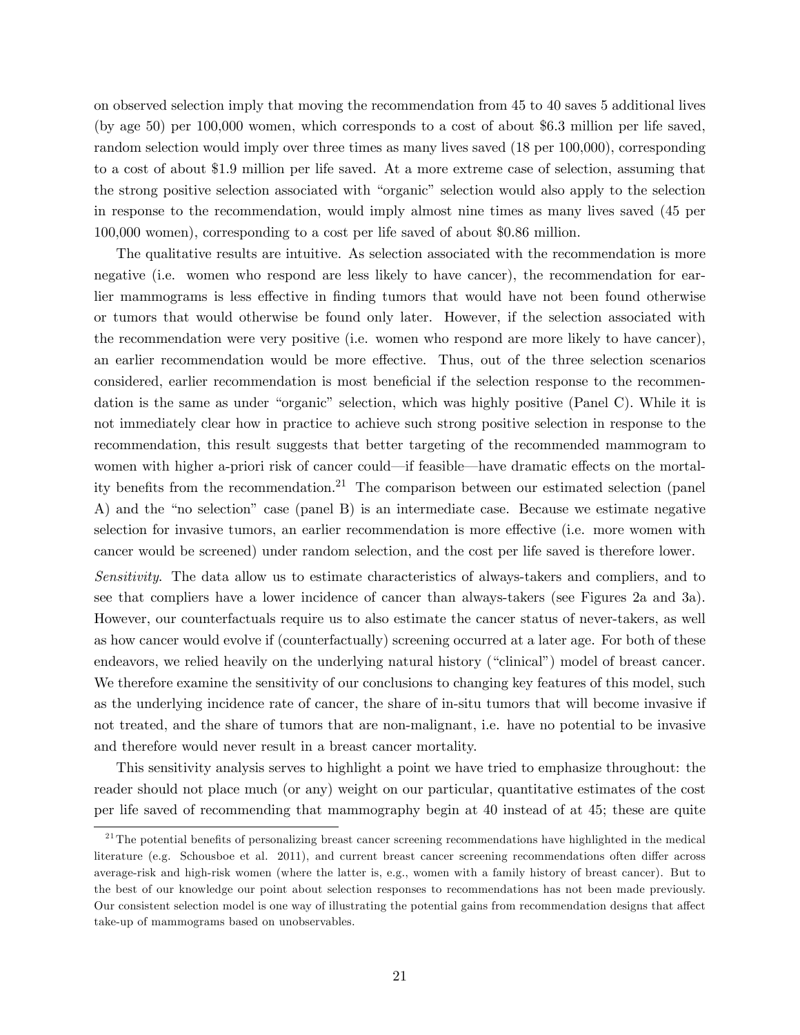on observed selection imply that moving the recommendation from 45 to 40 saves 5 additional lives (by age 50) per 100,000 women, which corresponds to a cost of about \$6.3 million per life saved, random selection would imply over three times as many lives saved (18 per 100,000), corresponding to a cost of about \$1.9 million per life saved. At a more extreme case of selection, assuming that the strong positive selection associated with "organic" selection would also apply to the selection in response to the recommendation, would imply almost nine times as many lives saved (45 per 100,000 women), corresponding to a cost per life saved of about \$0.86 million.

The qualitative results are intuitive. As selection associated with the recommendation is more negative (i.e. women who respond are less likely to have cancer), the recommendation for earlier mammograms is less effective in finding tumors that would have not been found otherwise or tumors that would otherwise be found only later. However, if the selection associated with the recommendation were very positive (i.e. women who respond are more likely to have cancer), an earlier recommendation would be more effective. Thus, out of the three selection scenarios considered, earlier recommendation is most beneficial if the selection response to the recommendation is the same as under "organic" selection, which was highly positive (Panel C). While it is not immediately clear how in practice to achieve such strong positive selection in response to the recommendation, this result suggests that better targeting of the recommended mammogram to women with higher a-priori risk of cancer could—if feasible—have dramatic effects on the mortality benefits from the recommendation.[21] The comparison between our estimated selection (panel A) and the "no selection" case (panel B) is an intermediate case. Because we estimate negative selection for invasive tumors, an earlier recommendation is more effective (i.e. more women with cancer would be screened) under random selection, and the cost per life saved is therefore lower.

*Sensitivity.* The data allow us to estimate characteristics of always-takers and compliers, and to see that compliers have a lower incidence of cancer than always-takers (see Figures 2a and 3a). However, our counterfactuals require us to also estimate the cancer status of never-takers, as well as how cancer would evolve if (counterfactually) screening occurred at a later age. For both of these endeavors, we relied heavily on the underlying natural history ("clinical") model of breast cancer. We therefore examine the sensitivity of our conclusions to changing key features of this model, such as the underlying incidence rate of cancer, the share of in-situ tumors that will become invasive if not treated, and the share of tumors that are non-malignant, i.e. have no potential to be invasive and therefore would never result in a breast cancer mortality.

This sensitivity analysis serves to highlight a point we have tried to emphasize throughout: the reader should not place much (or any) weight on our particular, quantitative estimates of the cost per life saved of recommending that mammography begin at 40 instead of at 45; these are quite

[21] The potential benefits of personalizing breast cancer screening recommendations have highlighted in the medical literature (e.g. Schousboe et al. 2011), and current breast cancer screening recommendations often differ across average-risk and high-risk women (where the latter is, e.g., women with a family history of breast cancer). But to the best of our knowledge our point about selection responses to recommendations has not been made previously. Our consistent selection model is one way of illustrating the potential gains from recommendation designs that affect take-up of mammograms based on unobservables.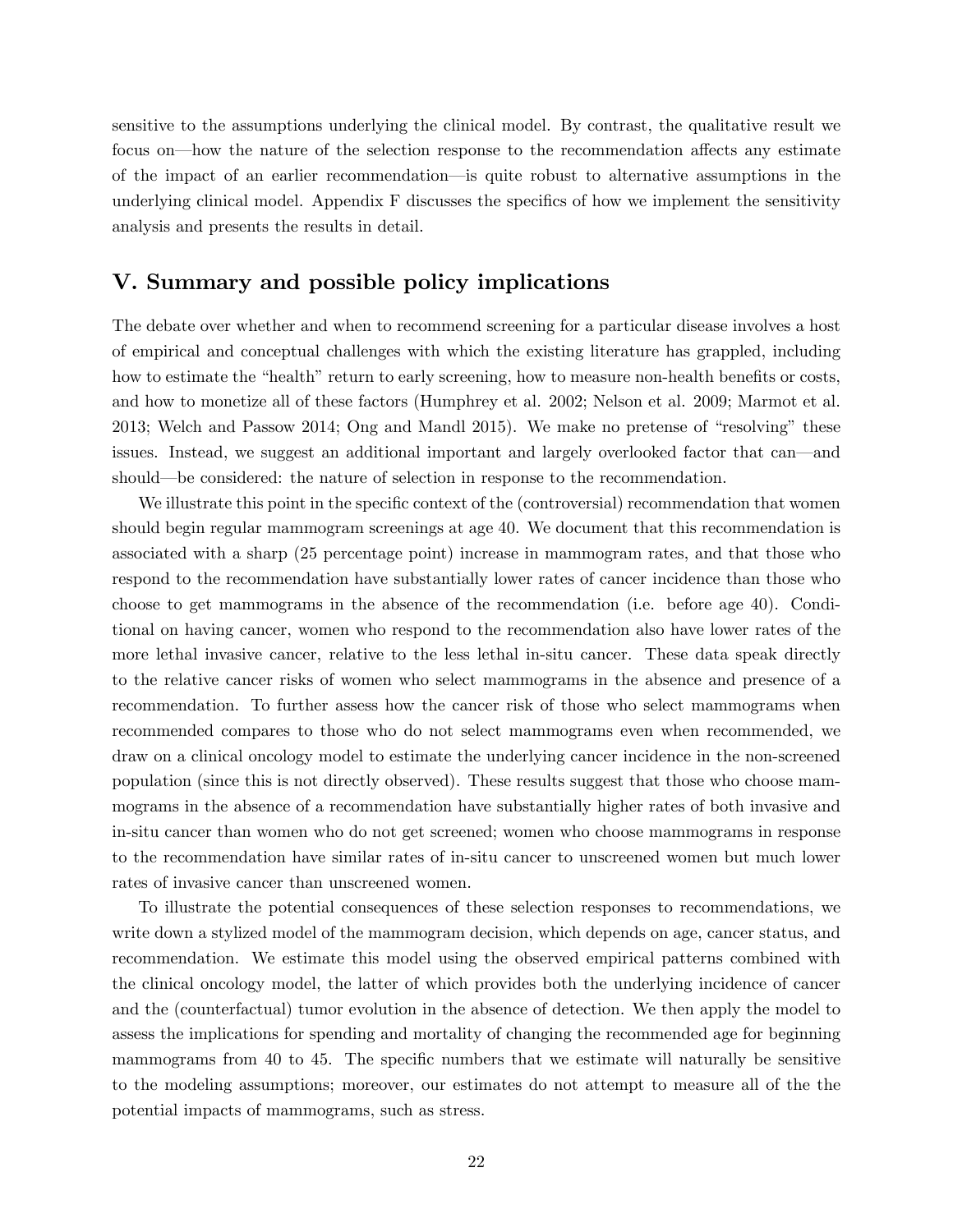sensitive to the assumptions underlying the clinical model. By contrast, the qualitative result we focus on—how the nature of the selection response to the recommendation affects any estimate of the impact of an earlier recommendation—is quite robust to alternative assumptions in the underlying clinical model. Appendix F discusses the specifics of how we implement the sensitivity analysis and presents the results in detail.

## V. Summary and possible policy implications

The debate over whether and when to recommend screening for a particular disease involves a host of empirical and conceptual challenges with which the existing literature has grappled, including how to estimate the "health" return to early screening, how to measure non-health benefits or costs, and how to monetize all of these factors (Humphrey et al. 2002; Nelson et al. 2009; Marmot et al. 2013; Welch and Passow 2014; Ong and Mandl 2015). We make no pretense of "resolving" these issues. Instead, we suggest an additional important and largely overlooked factor that can—and should—be considered: the nature of selection in response to the recommendation.

We illustrate this point in the specific context of the (controversial) recommendation that women should begin regular mammogram screenings at age 40. We document that this recommendation is associated with a sharp (25 percentage point) increase in mammogram rates, and that those who respond to the recommendation have substantially lower rates of cancer incidence than those who choose to get mammograms in the absence of the recommendation (i.e. before age 40). Conditional on having cancer, women who respond to the recommendation also have lower rates of the more lethal invasive cancer, relative to the less lethal in-situ cancer. These data speak directly to the relative cancer risks of women who select mammograms in the absence and presence of a recommendation. To further assess how the cancer risk of those who select mammograms when recommended compares to those who do not select mammograms even when recommended, we draw on a clinical oncology model to estimate the underlying cancer incidence in the non-screened population (since this is not directly observed). These results suggest that those who choose mammograms in the absence of a recommendation have substantially higher rates of both invasive and in-situ cancer than women who do not get screened; women who choose mammograms in response to the recommendation have similar rates of in-situ cancer to unscreened women but much lower rates of invasive cancer than unscreened women.

To illustrate the potential consequences of these selection responses to recommendations, we write down a stylized model of the mammogram decision, which depends on age, cancer status, and recommendation. We estimate this model using the observed empirical patterns combined with the clinical oncology model, the latter of which provides both the underlying incidence of cancer and the (counterfactual) tumor evolution in the absence of detection. We then apply the model to assess the implications for spending and mortality of changing the recommended age for beginning mammograms from 40 to 45. The specific numbers that we estimate will naturally be sensitive to the modeling assumptions; moreover, our estimates do not attempt to measure all of the the potential impacts of mammograms, such as stress.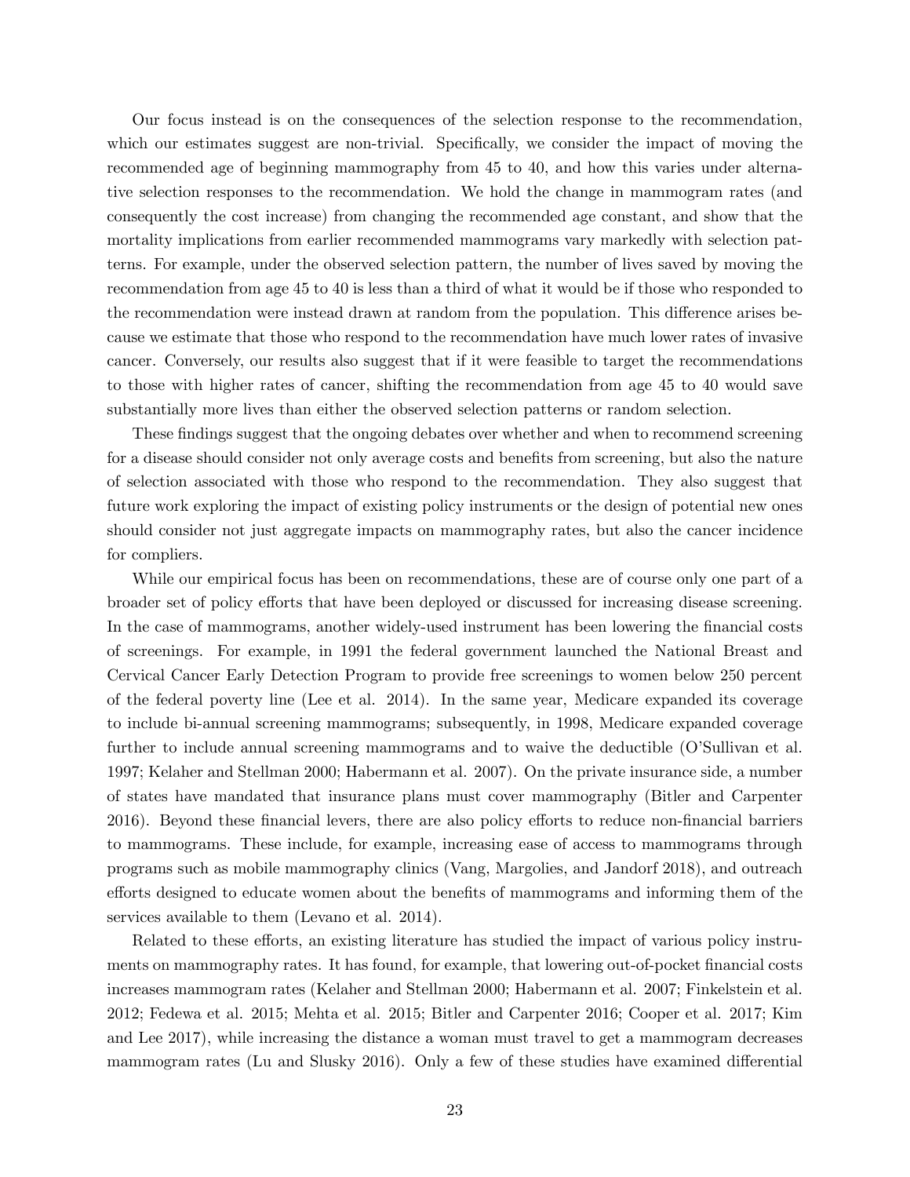Our focus instead is on the consequences of the selection response to the recommendation, which our estimates suggest are non-trivial. Specifically, we consider the impact of moving the recommended age of beginning mammography from 45 to 40, and how this varies under alternative selection responses to the recommendation. We hold the change in mammogram rates (and consequently the cost increase) from changing the recommended age constant, and show that the mortality implications from earlier recommended mammograms vary markedly with selection patterns. For example, under the observed selection pattern, the number of lives saved by moving the recommendation from age 45 to 40 is less than a third of what it would be if those who responded to the recommendation were instead drawn at random from the population. This difference arises because we estimate that those who respond to the recommendation have much lower rates of invasive cancer. Conversely, our results also suggest that if it were feasible to target the recommendations to those with higher rates of cancer, shifting the recommendation from age 45 to 40 would save substantially more lives than either the observed selection patterns or random selection.

These findings suggest that the ongoing debates over whether and when to recommend screening for a disease should consider not only average costs and benefits from screening, but also the nature of selection associated with those who respond to the recommendation. They also suggest that future work exploring the impact of existing policy instruments or the design of potential new ones should consider not just aggregate impacts on mammography rates, but also the cancer incidence for compliers.

While our empirical focus has been on recommendations, these are of course only one part of a broader set of policy efforts that have been deployed or discussed for increasing disease screening. In the case of mammograms, another widely-used instrument has been lowering the financial costs of screenings. For example, in 1991 the federal government launched the National Breast and Cervical Cancer Early Detection Program to provide free screenings to women below 250 percent of the federal poverty line (Lee et al. 2014). In the same year, Medicare expanded its coverage to include bi-annual screening mammograms; subsequently, in 1998, Medicare expanded coverage further to include annual screening mammograms and to waive the deductible (O'Sullivan et al. 1997; Kelaher and Stellman 2000; Habermann et al. 2007). On the private insurance side, a number of states have mandated that insurance plans must cover mammography (Bitler and Carpenter 2016). Beyond these financial levers, there are also policy efforts to reduce non-financial barriers to mammograms. These include, for example, increasing ease of access to mammograms through programs such as mobile mammography clinics (Vang, Margolies, and Jandorf 2018), and outreach efforts designed to educate women about the benefits of mammograms and informing them of the services available to them (Levano et al. 2014).

Related to these efforts, an existing literature has studied the impact of various policy instruments on mammography rates. It has found, for example, that lowering out-of-pocket financial costs increases mammogram rates (Kelaher and Stellman 2000; Habermann et al. 2007; Finkelstein et al. 2012; Fedewa et al. 2015; Mehta et al. 2015; Bitler and Carpenter 2016; Cooper et al. 2017; Kim and Lee 2017), while increasing the distance a woman must travel to get a mammogram decreases mammogram rates (Lu and Slusky 2016). Only a few of these studies have examined differential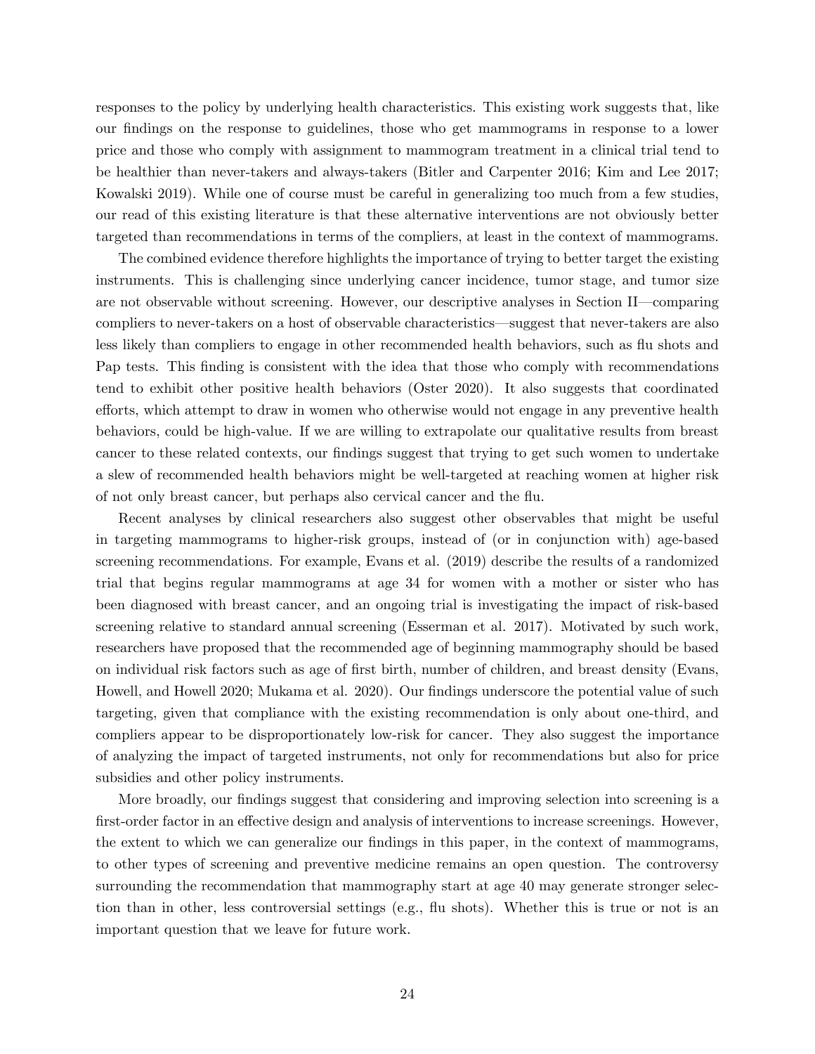responses to the policy by underlying health characteristics. This existing work suggests that, like our findings on the response to guidelines, those who get mammograms in response to a lower price and those who comply with assignment to mammogram treatment in a clinical trial tend to be healthier than never-takers and always-takers (Bitler and Carpenter 2016; Kim and Lee 2017; Kowalski 2019). While one of course must be careful in generalizing too much from a few studies, our read of this existing literature is that these alternative interventions are not obviously better targeted than recommendations in terms of the compliers, at least in the context of mammograms.

The combined evidence therefore highlights the importance of trying to better target the existing instruments. This is challenging since underlying cancer incidence, tumor stage, and tumor size are not observable without screening. However, our descriptive analyses in Section II—comparing compliers to never-takers on a host of observable characteristics—suggest that never-takers are also less likely than compliers to engage in other recommended health behaviors, such as flu shots and Pap tests. This finding is consistent with the idea that those who comply with recommendations tend to exhibit other positive health behaviors (Oster 2020). It also suggests that coordinated efforts, which attempt to draw in women who otherwise would not engage in any preventive health behaviors, could be high-value. If we are willing to extrapolate our qualitative results from breast cancer to these related contexts, our findings suggest that trying to get such women to undertake a slew of recommended health behaviors might be well-targeted at reaching women at higher risk of not only breast cancer, but perhaps also cervical cancer and the flu.

Recent analyses by clinical researchers also suggest other observables that might be useful in targeting mammograms to higher-risk groups, instead of (or in conjunction with) age-based screening recommendations. For example, Evans et al. (2019) describe the results of a randomized trial that begins regular mammograms at age 34 for women with a mother or sister who has been diagnosed with breast cancer, and an ongoing trial is investigating the impact of risk-based screening relative to standard annual screening (Esserman et al. 2017). Motivated by such work, researchers have proposed that the recommended age of beginning mammography should be based on individual risk factors such as age of first birth, number of children, and breast density (Evans, Howell, and Howell 2020; Mukama et al. 2020). Our findings underscore the potential value of such targeting, given that compliance with the existing recommendation is only about one-third, and compliers appear to be disproportionately low-risk for cancer. They also suggest the importance of analyzing the impact of targeted instruments, not only for recommendations but also for price subsidies and other policy instruments.

More broadly, our findings suggest that considering and improving selection into screening is a first-order factor in an effective design and analysis of interventions to increase screenings. However, the extent to which we can generalize our findings in this paper, in the context of mammograms, to other types of screening and preventive medicine remains an open question. The controversy surrounding the recommendation that mammography start at age 40 may generate stronger selection than in other, less controversial settings (e.g., flu shots). Whether this is true or not is an important question that we leave for future work.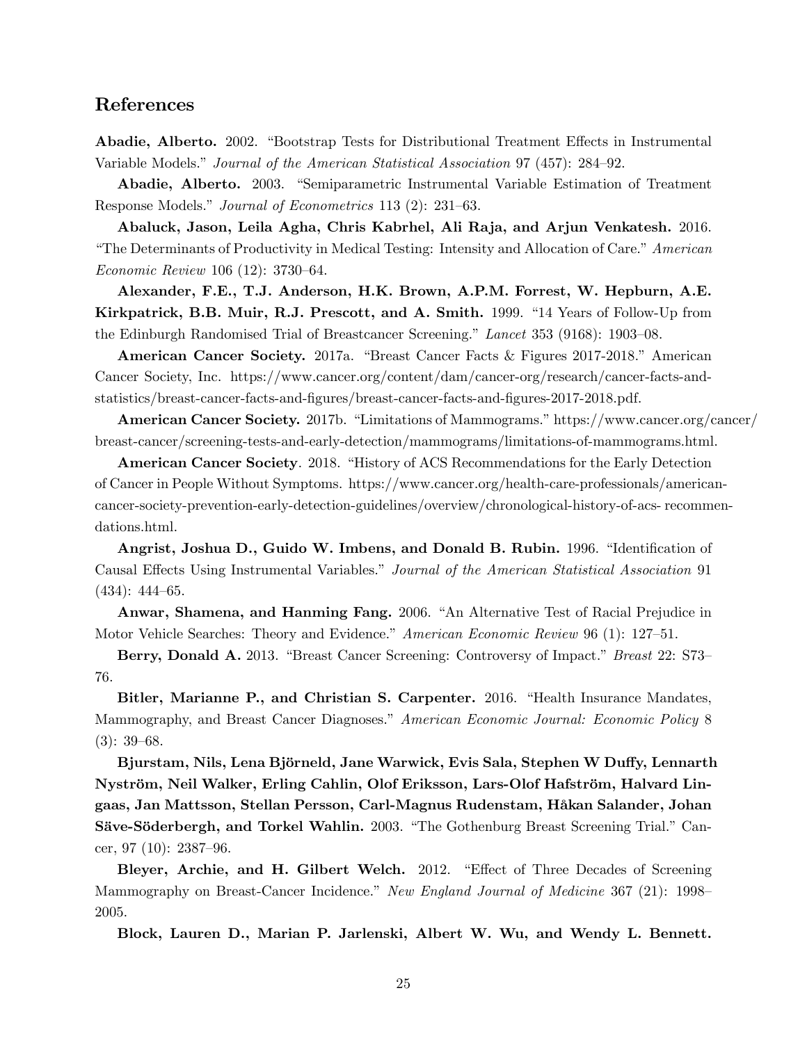## References

**Abadie, Alberto.** 2002. "Bootstrap Tests for Distributional Treatment Effects in Instrumental Variable Models." *Journal of the American Statistical Association* 97 (457): 284–92.

**Abadie, Alberto.** 2003. "Semiparametric Instrumental Variable Estimation of Treatment Response Models." *Journal of Econometrics* 113 (2): 231–63.

**Abaluck, Jason, Leila Agha, Chris Kabrhel, Ali Raja, and Arjun Venkatesh.** 2016. "The Determinants of Productivity in Medical Testing: Intensity and Allocation of Care." *American Economic Review* 106 (12): 3730–64.

**Alexander, F.E., T.J. Anderson, H.K. Brown, A.P.M. Forrest, W. Hepburn, A.E. Kirkpatrick, B.B. Muir, R.J. Prescott, and A. Smith.** 1999. "14 Years of Follow-Up from the Edinburgh Randomised Trial of Breastcancer Screening." *Lancet* 353 (9168): 1903–08.

**American Cancer Society.** 2017a. "Breast Cancer Facts & Figures 2017-2018." American Cancer Society, Inc. https://www.cancer.org/content/dam/cancer-org/research/cancer-facts-and-statistics/breast-cancer-facts-and-figures/breast-cancer-facts-and-figures-2017-2018.pdf.

**American Cancer Society.** 2017b. "Limitations of Mammograms." https://www.cancer.org/cancer/breast-cancer/screening-tests-and-early-detection/mammograms/limitations-of-mammograms.html.

**American Cancer Society**. 2018. "History of ACS Recommendations for the Early Detection of Cancer in People Without Symptoms. https://www.cancer.org/health-care-professionals/american-cancer-society-prevention-early-detection-guidelines/overview/chronological-history-of-acs- recommendations.html.

**Angrist, Joshua D., Guido W. Imbens, and Donald B. Rubin.** 1996. "Identification of Causal Effects Using Instrumental Variables." *Journal of the American Statistical Association* 91 (434): 444–65.

**Anwar, Shamena, and Hanming Fang.** 2006. "An Alternative Test of Racial Prejudice in Motor Vehicle Searches: Theory and Evidence." *American Economic Review* 96 (1): 127–51.

**Berry, Donald A.** 2013. "Breast Cancer Screening: Controversy of Impact." *Breast* 22: S73–76.

**Bitler, Marianne P., and Christian S. Carpenter.** 2016. "Health Insurance Mandates, Mammography, and Breast Cancer Diagnoses." *American Economic Journal: Economic Policy* 8 (3): 39–68.

**Bjurstam, Nils, Lena Björneld, Jane Warwick, Evis Sala, Stephen W Duffy, Lennarth Nyström, Neil Walker, Erling Cahlin, Olof Eriksson, Lars-Olof Hafström, Halvard Lingaas, Jan Mattsson, Stellan Persson, Carl-Magnus Rudenstam, Håkan Salander, Johan Säve-Söderbergh, and Torkel Wahlin.** 2003. "The Gothenburg Breast Screening Trial." Cancer, 97 (10): 2387–96.

**Bleyer, Archie, and H. Gilbert Welch.** 2012. "Effect of Three Decades of Screening Mammography on Breast-Cancer Incidence." *New England Journal of Medicine* 367 (21): 1998–2005.

**Block, Lauren D., Marian P. Jarlenski, Albert W. Wu, and Wendy L. Bennett.**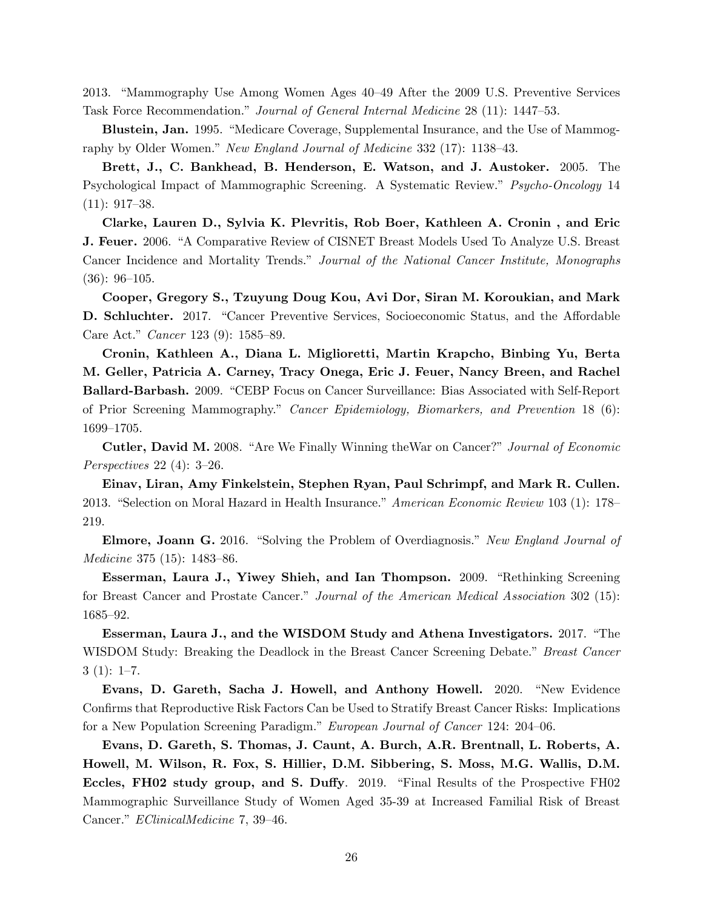2013. "Mammography Use Among Women Ages 40–49 After the 2009 U.S. Preventive Services Task Force Recommendation." *Journal of General Internal Medicine* 28 (11): 1447–53.

**Blustein, Jan.** 1995. "Medicare Coverage, Supplemental Insurance, and the Use of Mammography by Older Women." *New England Journal of Medicine* 332 (17): 1138–43.

**Brett, J., C. Bankhead, B. Henderson, E. Watson, and J. Austoker.** 2005. The Psychological Impact of Mammographic Screening. A Systematic Review." *Psycho-Oncology* 14 (11): 917–38.

**Clarke, Lauren D., Sylvia K. Plevritis, Rob Boer, Kathleen A. Cronin , and Eric J. Feuer.** 2006. "A Comparative Review of CISNET Breast Models Used To Analyze U.S. Breast Cancer Incidence and Mortality Trends." *Journal of the National Cancer Institute, Monographs* (36): 96–105.

**Cooper, Gregory S., Tzuyung Doug Kou, Avi Dor, Siran M. Koroukian, and Mark D. Schluchter.** 2017. "Cancer Preventive Services, Socioeconomic Status, and the Affordable Care Act." *Cancer* 123 (9): 1585–89.

**Cronin, Kathleen A., Diana L. Miglioretti, Martin Krapcho, Binbing Yu, Berta M. Geller, Patricia A. Carney, Tracy Onega, Eric J. Feuer, Nancy Breen, and Rachel Ballard-Barbash.** 2009. "CEBP Focus on Cancer Surveillance: Bias Associated with Self-Report of Prior Screening Mammography." *Cancer Epidemiology, Biomarkers, and Prevention* 18 (6): 1699–1705.

**Cutler, David M.** 2008. "Are We Finally Winning theWar on Cancer?" *Journal of Economic Perspectives* 22 (4): 3–26.

**Einav, Liran, Amy Finkelstein, Stephen Ryan, Paul Schrimpf, and Mark R. Cullen.** 2013. "Selection on Moral Hazard in Health Insurance." *American Economic Review* 103 (1): 178–219.

**Elmore, Joann G.** 2016. "Solving the Problem of Overdiagnosis." *New England Journal of Medicine* 375 (15): 1483–86.

**Esserman, Laura J., Yiwey Shieh, and Ian Thompson.** 2009. "Rethinking Screening for Breast Cancer and Prostate Cancer." *Journal of the American Medical Association* 302 (15): 1685–92.

**Esserman, Laura J., and the WISDOM Study and Athena Investigators.** 2017. "The WISDOM Study: Breaking the Deadlock in the Breast Cancer Screening Debate." *Breast Cancer* 3 (1): 1–7.

**Evans, D. Gareth, Sacha J. Howell, and Anthony Howell.** 2020. "New Evidence Confirms that Reproductive Risk Factors Can be Used to Stratify Breast Cancer Risks: Implications for a New Population Screening Paradigm." *European Journal of Cancer* 124: 204–06.

**Evans, D. Gareth, S. Thomas, J. Caunt, A. Burch, A.R. Brentnall, L. Roberts, A. Howell, M. Wilson, R. Fox, S. Hillier, D.M. Sibbering, S. Moss, M.G. Wallis, D.M. Eccles, FH02 study group, and S. Duffy**. 2019. "Final Results of the Prospective FH02 Mammographic Surveillance Study of Women Aged 35-39 at Increased Familial Risk of Breast Cancer." *EClinicalMedicine* 7, 39–46.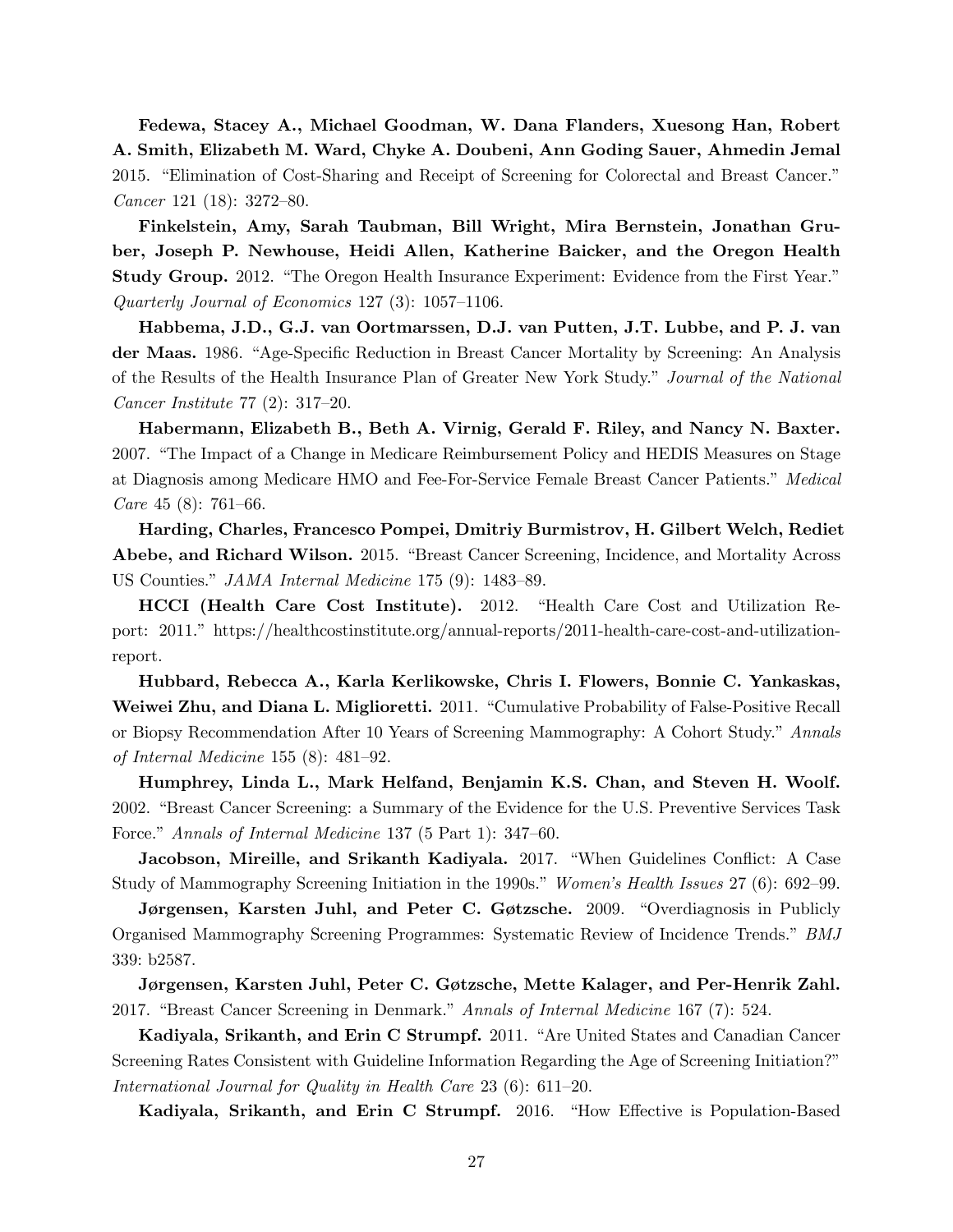**Fedewa, Stacey A., Michael Goodman, W. Dana Flanders, Xuesong Han, Robert A. Smith, Elizabeth M. Ward, Chyke A. Doubeni, Ann Goding Sauer, Ahmedin Jemal** 2015. "Elimination of Cost-Sharing and Receipt of Screening for Colorectal and Breast Cancer." *Cancer* 121 (18): 3272–80.

**Finkelstein, Amy, Sarah Taubman, Bill Wright, Mira Bernstein, Jonathan Gruber, Joseph P. Newhouse, Heidi Allen, Katherine Baicker, and the Oregon Health Study Group.** 2012. "The Oregon Health Insurance Experiment: Evidence from the First Year." *Quarterly Journal of Economics* 127 (3): 1057–1106.

**Habbema, J.D., G.J. van Oortmarssen, D.J. van Putten, J.T. Lubbe, and P. J. van der Maas.** 1986. "Age-Specific Reduction in Breast Cancer Mortality by Screening: An Analysis of the Results of the Health Insurance Plan of Greater New York Study." *Journal of the National Cancer Institute* 77 (2): 317–20.

**Habermann, Elizabeth B., Beth A. Virnig, Gerald F. Riley, and Nancy N. Baxter.** 2007. "The Impact of a Change in Medicare Reimbursement Policy and HEDIS Measures on Stage at Diagnosis among Medicare HMO and Fee-For-Service Female Breast Cancer Patients." *Medical Care* 45 (8): 761–66.

**Harding, Charles, Francesco Pompei, Dmitriy Burmistrov, H. Gilbert Welch, Rediet Abebe, and Richard Wilson.** 2015. "Breast Cancer Screening, Incidence, and Mortality Across US Counties." *JAMA Internal Medicine* 175 (9): 1483–89.

**HCCI (Health Care Cost Institute).** 2012. "Health Care Cost and Utilization Report: 2011." https://healthcostinstitute.org/annual-reports/2011-health-care-cost-and-utilization-report.

**Hubbard, Rebecca A., Karla Kerlikowske, Chris I. Flowers, Bonnie C. Yankaskas, Weiwei Zhu, and Diana L. Miglioretti.** 2011. "Cumulative Probability of False-Positive Recall or Biopsy Recommendation After 10 Years of Screening Mammography: A Cohort Study." *Annals of Internal Medicine* 155 (8): 481–92.

**Humphrey, Linda L., Mark Helfand, Benjamin K.S. Chan, and Steven H. Woolf.** 2002. "Breast Cancer Screening: a Summary of the Evidence for the U.S. Preventive Services Task Force." *Annals of Internal Medicine* 137 (5 Part 1): 347–60.

**Jacobson, Mireille, and Srikanth Kadiyala.** 2017. "When Guidelines Conflict: A Case Study of Mammography Screening Initiation in the 1990s." *Women's Health Issues* 27 (6): 692–99.

**Jørgensen, Karsten Juhl, and Peter C. Gøtzsche.** 2009. "Overdiagnosis in Publicly Organised Mammography Screening Programmes: Systematic Review of Incidence Trends." *BMJ* 339: b2587.

**Jørgensen, Karsten Juhl, Peter C. Gøtzsche, Mette Kalager, and Per-Henrik Zahl.** 2017. "Breast Cancer Screening in Denmark." *Annals of Internal Medicine* 167 (7): 524.

**Kadiyala, Srikanth, and Erin C Strumpf.** 2011. "Are United States and Canadian Cancer Screening Rates Consistent with Guideline Information Regarding the Age of Screening Initiation?" *International Journal for Quality in Health Care* 23 (6): 611–20.

**Kadiyala, Srikanth, and Erin C Strumpf.** 2016. "How Effective is Population-Based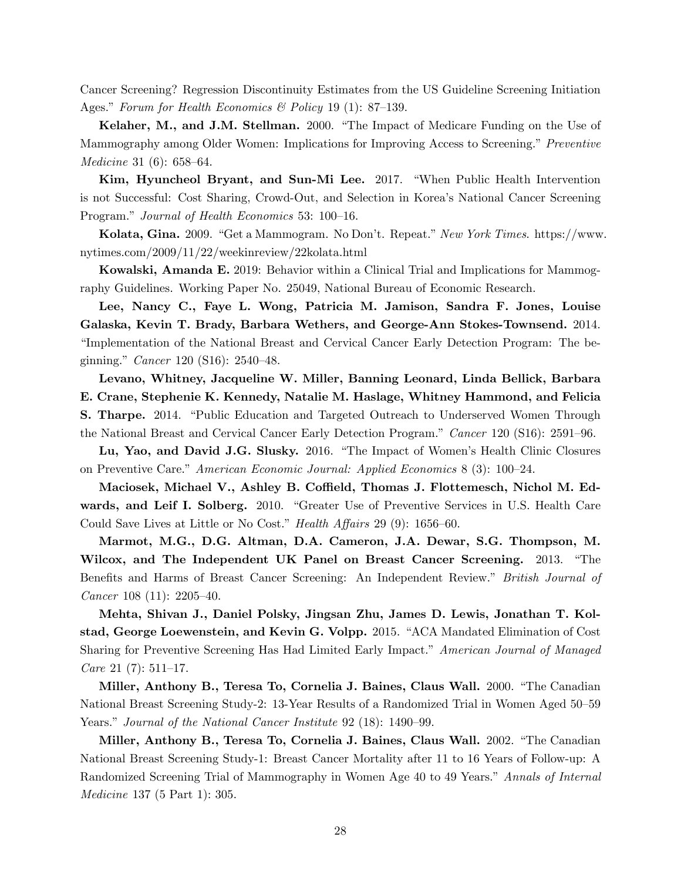Cancer Screening? Regression Discontinuity Estimates from the US Guideline Screening Initiation Ages." *Forum for Health Economics & Policy* 19 (1): 87–139.

**Kelaher, M., and J.M. Stellman.** 2000. "The Impact of Medicare Funding on the Use of Mammography among Older Women: Implications for Improving Access to Screening." *Preventive Medicine* 31 (6): 658–64.

**Kim, Hyuncheol Bryant, and Sun-Mi Lee.** 2017. "When Public Health Intervention is not Successful: Cost Sharing, Crowd-Out, and Selection in Korea's National Cancer Screening Program." *Journal of Health Economics* 53: 100–16.

**Kolata, Gina.** 2009. "Get a Mammogram. No Don't. Repeat." *New York Times*. https://www.nytimes.com/2009/11/22/weekinreview/22kolata.html

**Kowalski, Amanda E.** 2019: Behavior within a Clinical Trial and Implications for Mammography Guidelines. Working Paper No. 25049, National Bureau of Economic Research.

**Lee, Nancy C., Faye L. Wong, Patricia M. Jamison, Sandra F. Jones, Louise Galaska, Kevin T. Brady, Barbara Wethers, and George-Ann Stokes-Townsend.** 2014. "Implementation of the National Breast and Cervical Cancer Early Detection Program: The beginning." *Cancer* 120 (S16): 2540–48.

**Levano, Whitney, Jacqueline W. Miller, Banning Leonard, Linda Bellick, Barbara E. Crane, Stephenie K. Kennedy, Natalie M. Haslage, Whitney Hammond, and Felicia S. Tharpe.** 2014. "Public Education and Targeted Outreach to Underserved Women Through the National Breast and Cervical Cancer Early Detection Program." *Cancer* 120 (S16): 2591–96.

**Lu, Yao, and David J.G. Slusky.** 2016. "The Impact of Women's Health Clinic Closures on Preventive Care." *American Economic Journal: Applied Economics* 8 (3): 100–24.

**Maciosek, Michael V., Ashley B. Coffield, Thomas J. Flottemesch, Nichol M. Edwards, and Leif I. Solberg.** 2010. "Greater Use of Preventive Services in U.S. Health Care Could Save Lives at Little or No Cost." *Health Affairs* 29 (9): 1656–60.

**Marmot, M.G., D.G. Altman, D.A. Cameron, J.A. Dewar, S.G. Thompson, M. Wilcox, and The Independent UK Panel on Breast Cancer Screening.** 2013. "The Benefits and Harms of Breast Cancer Screening: An Independent Review." *British Journal of Cancer* 108 (11): 2205–40.

**Mehta, Shivan J., Daniel Polsky, Jingsan Zhu, James D. Lewis, Jonathan T. Kolstad, George Loewenstein, and Kevin G. Volpp.** 2015. "ACA Mandated Elimination of Cost Sharing for Preventive Screening Has Had Limited Early Impact." *American Journal of Managed Care* 21 (7): 511–17.

**Miller, Anthony B., Teresa To, Cornelia J. Baines, Claus Wall.** 2000. "The Canadian National Breast Screening Study-2: 13-Year Results of a Randomized Trial in Women Aged 50–59 Years." *Journal of the National Cancer Institute* 92 (18): 1490–99.

**Miller, Anthony B., Teresa To, Cornelia J. Baines, Claus Wall.** 2002. "The Canadian National Breast Screening Study-1: Breast Cancer Mortality after 11 to 16 Years of Follow-up: A Randomized Screening Trial of Mammography in Women Age 40 to 49 Years." *Annals of Internal Medicine* 137 (5 Part 1): 305.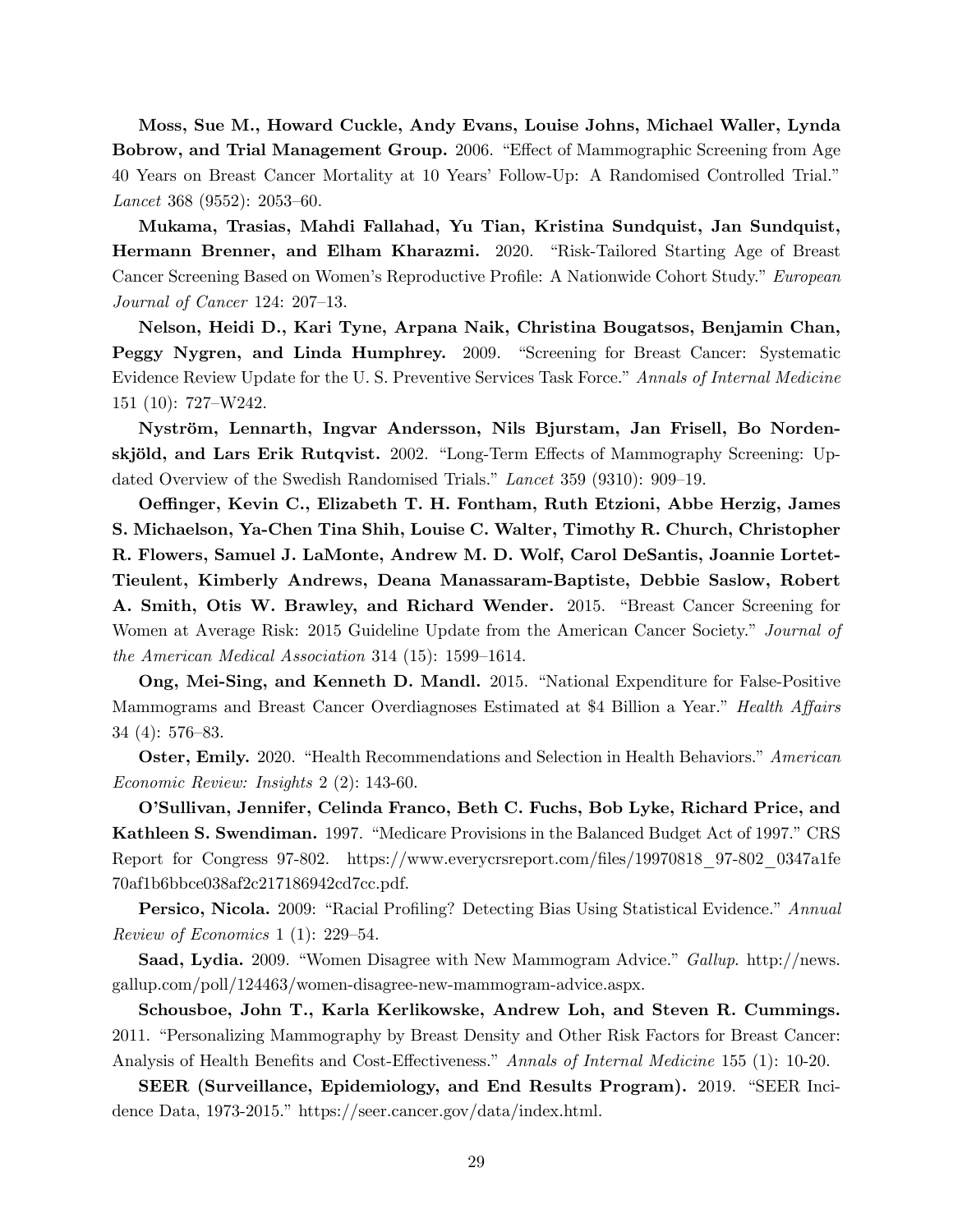**Moss, Sue M., Howard Cuckle, Andy Evans, Louise Johns, Michael Waller, Lynda Bobrow, and Trial Management Group.** 2006. "Effect of Mammographic Screening from Age 40 Years on Breast Cancer Mortality at 10 Years' Follow-Up: A Randomised Controlled Trial." *Lancet* 368 (9552): 2053–60.

**Mukama, Trasias, Mahdi Fallahad, Yu Tian, Kristina Sundquist, Jan Sundquist, Hermann Brenner, and Elham Kharazmi.** 2020. "Risk-Tailored Starting Age of Breast Cancer Screening Based on Women's Reproductive Profile: A Nationwide Cohort Study." *European Journal of Cancer* 124: 207–13.

**Nelson, Heidi D., Kari Tyne, Arpana Naik, Christina Bougatsos, Benjamin Chan, Peggy Nygren, and Linda Humphrey.** 2009. "Screening for Breast Cancer: Systematic Evidence Review Update for the U. S. Preventive Services Task Force." *Annals of Internal Medicine* 151 (10): 727–W242.

**Nyström, Lennarth, Ingvar Andersson, Nils Bjurstam, Jan Frisell, Bo Nordenskjöld, and Lars Erik Rutqvist.** 2002. "Long-Term Effects of Mammography Screening: Updated Overview of the Swedish Randomised Trials." *Lancet* 359 (9310): 909–19.

**Oeffinger, Kevin C., Elizabeth T. H. Fontham, Ruth Etzioni, Abbe Herzig, James S. Michaelson, Ya-Chen Tina Shih, Louise C. Walter, Timothy R. Church, Christopher R. Flowers, Samuel J. LaMonte, Andrew M. D. Wolf, Carol DeSantis, Joannie Lortet-Tieulent, Kimberly Andrews, Deana Manassaram-Baptiste, Debbie Saslow, Robert A. Smith, Otis W. Brawley, and Richard Wender.** 2015. "Breast Cancer Screening for Women at Average Risk: 2015 Guideline Update from the American Cancer Society." *Journal of the American Medical Association* 314 (15): 1599–1614.

**Ong, Mei-Sing, and Kenneth D. Mandl.** 2015. "National Expenditure for False-Positive Mammograms and Breast Cancer Overdiagnoses Estimated at $4 Billion a Year." *Health Affairs* 34 (4): 576–83.

**Oster, Emily.** 2020. "Health Recommendations and Selection in Health Behaviors." *American Economic Review: Insights* 2 (2): 143-60.

**O'Sullivan, Jennifer, Celinda Franco, Beth C. Fuchs, Bob Lyke, Richard Price, and Kathleen S. Swendiman.** 1997. "Medicare Provisions in the Balanced Budget Act of 1997." CRS Report for Congress 97-802. https://www.everycrsreport.com/files/19970818_97-802_0347a1fe70af1b6bbce038af2c217186942cd7cc.pdf.

**Persico, Nicola.** 2009: "Racial Profiling? Detecting Bias Using Statistical Evidence." *Annual Review of Economics* 1 (1): 229–54.

**Saad, Lydia.** 2009. "Women Disagree with New Mammogram Advice." *Gallup*. http://news.gallup.com/poll/124463/women-disagree-new-mammogram-advice.aspx.

**Schousboe, John T., Karla Kerlikowske, Andrew Loh, and Steven R. Cummings.** 2011. "Personalizing Mammography by Breast Density and Other Risk Factors for Breast Cancer: Analysis of Health Benefits and Cost-Effectiveness." *Annals of Internal Medicine* 155 (1): 10-20.

**SEER (Surveillance, Epidemiology, and End Results Program).** 2019. "SEER Incidence Data, 1973-2015." https://seer.cancer.gov/data/index.html.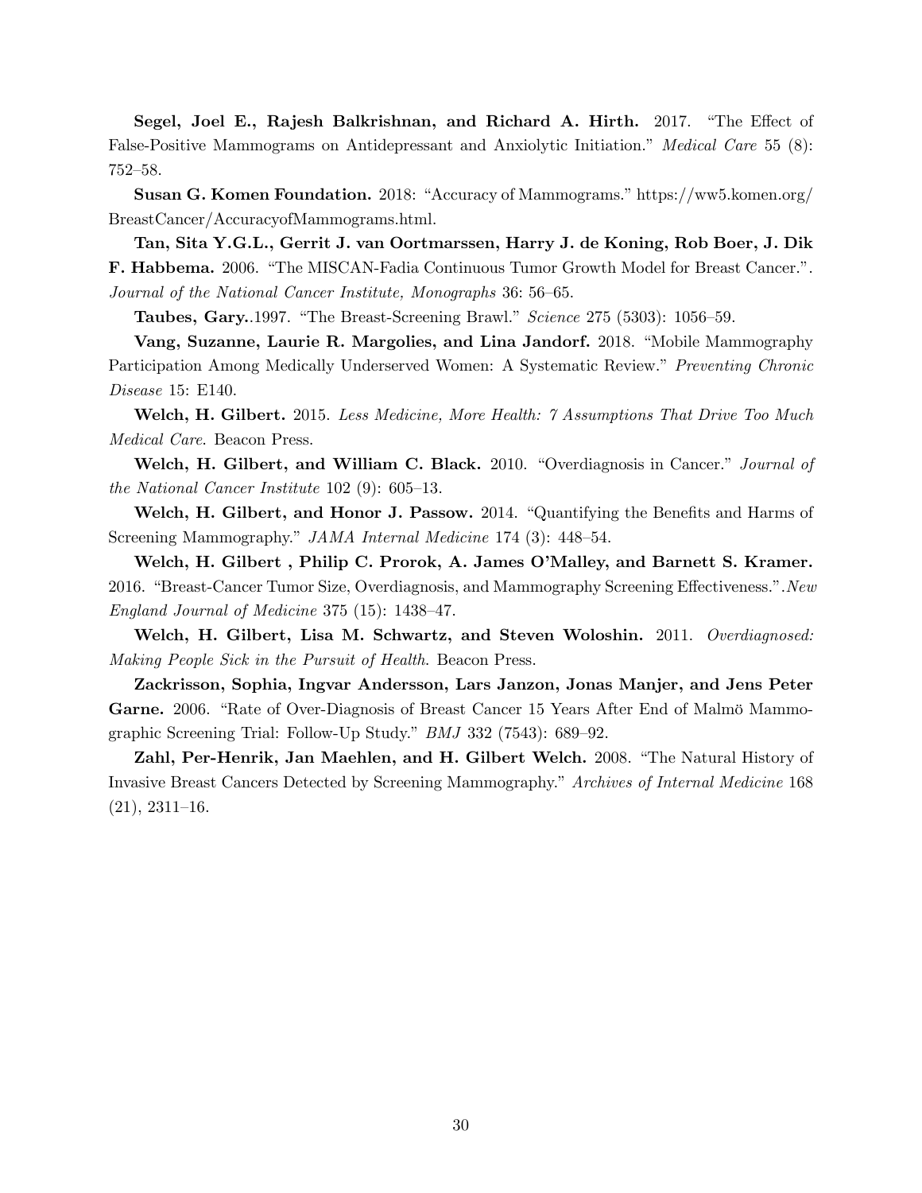**Segel, Joel E., Rajesh Balkrishnan, and Richard A. Hirth.** 2017. "The Effect of False-Positive Mammograms on Antidepressant and Anxiolytic Initiation." *Medical Care* 55 (8): 752–58.

**Susan G. Komen Foundation.** 2018: "Accuracy of Mammograms." https://ww5.komen.org/BreastCancer/AccuracyofMammograms.html.

**Tan, Sita Y.G.L., Gerrit J. van Oortmarssen, Harry J. de Koning, Rob Boer, J. Dik F. Habbema.** 2006. "The MISCAN-Fadia Continuous Tumor Growth Model for Breast Cancer.". *Journal of the National Cancer Institute, Monographs* 36: 56–65.

**Taubes, Gary.**.1997. "The Breast-Screening Brawl." *Science* 275 (5303): 1056–59.

**Vang, Suzanne, Laurie R. Margolies, and Lina Jandorf.** 2018. "Mobile Mammography Participation Among Medically Underserved Women: A Systematic Review." *Preventing Chronic Disease* 15: E140.

**Welch, H. Gilbert.** 2015. *Less Medicine, More Health: 7 Assumptions That Drive Too Much Medical Care*. Beacon Press.

**Welch, H. Gilbert, and William C. Black.** 2010. "Overdiagnosis in Cancer." *Journal of the National Cancer Institute* 102 (9): 605–13.

**Welch, H. Gilbert, and Honor J. Passow.** 2014. "Quantifying the Benefits and Harms of Screening Mammography." *JAMA Internal Medicine* 174 (3): 448–54.

**Welch, H. Gilbert , Philip C. Prorok, A. James O'Malley, and Barnett S. Kramer.** 2016. "Breast-Cancer Tumor Size, Overdiagnosis, and Mammography Screening Effectiveness.".*New England Journal of Medicine* 375 (15): 1438–47.

**Welch, H. Gilbert, Lisa M. Schwartz, and Steven Woloshin.** 2011. *Overdiagnosed: Making People Sick in the Pursuit of Health*. Beacon Press.

**Zackrisson, Sophia, Ingvar Andersson, Lars Janzon, Jonas Manjer, and Jens Peter Garne.** 2006. "Rate of Over-Diagnosis of Breast Cancer 15 Years After End of Malmö Mammographic Screening Trial: Follow-Up Study." *BMJ* 332 (7543): 689–92.

**Zahl, Per-Henrik, Jan Maehlen, and H. Gilbert Welch.** 2008. "The Natural History of Invasive Breast Cancers Detected by Screening Mammography." *Archives of Internal Medicine* 168 (21), 2311–16.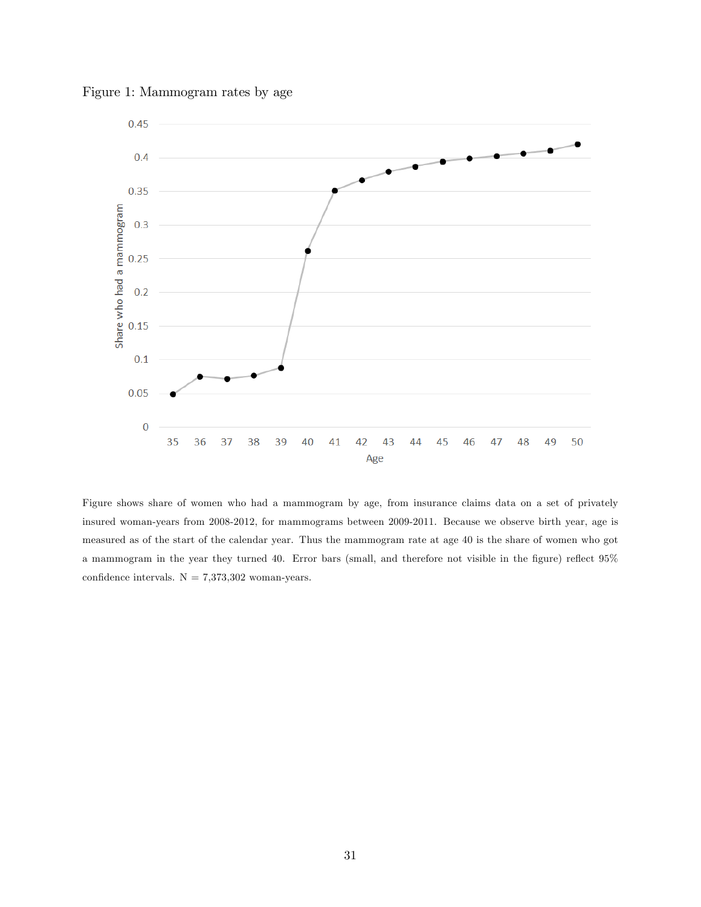Figure 1: Mammogram rates by age

Figure shows share of women who had a mammogram by age, from insurance claims data on a set of privately insured woman-years from 2008-2012, for mammograms between 2009-2011. Because we observe birth year, age is measured as of the start of the calendar year. Thus the mammogram rate at age 40 is the share of women who got a mammogram in the year they turned 40. Error bars (small, and therefore not visible in the figure) reflect 95% confidence intervals. N = 7,373,302 woman-years.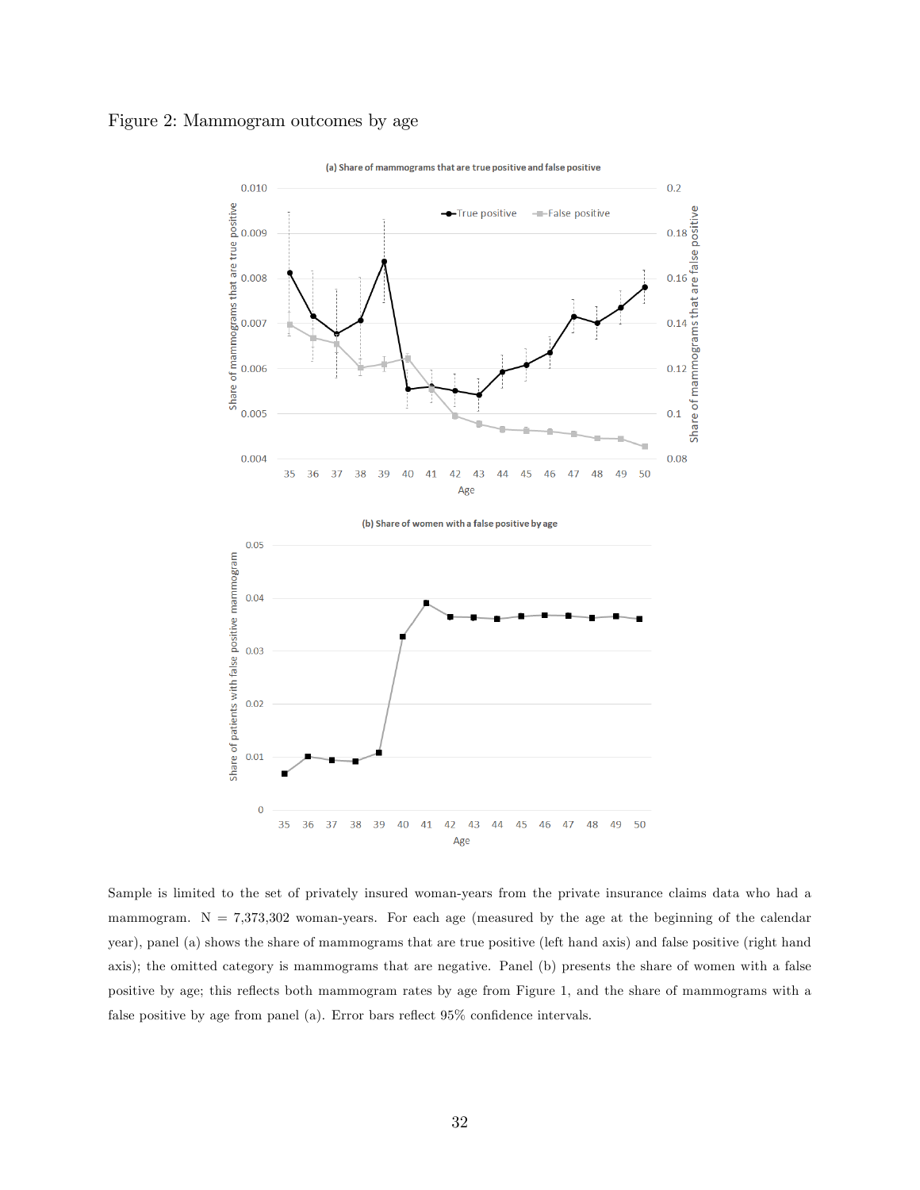Figure 2: Mammogram outcomes by age

Sample is limited to the set of privately insured woman-years from the private insurance claims data who had a mammogram. N = 7,373,302 woman-years. For each age (measured by the age at the beginning of the calendar year), panel (a) shows the share of mammograms that are true positive (left hand axis) and false positive (right hand axis); the omitted category is mammograms that are negative. Panel (b) presents the share of women with a false positive by age; this reflects both mammogram rates by age from Figure 1, and the share of mammograms with a false positive by age from panel (a). Error bars reflect 95% confidence intervals.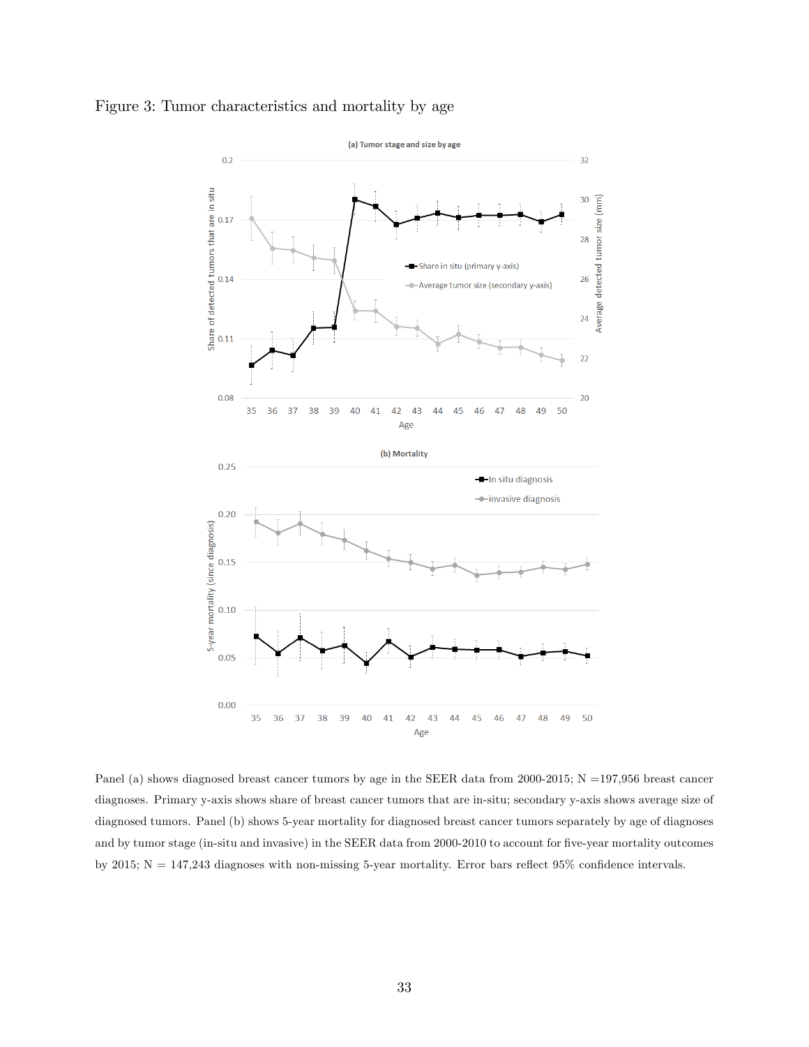Figure 3: Tumor characteristics and mortality by age

Panel (a) shows diagnosed breast cancer tumors by age in the SEER data from 2000-2015; N =197,956 breast cancer diagnoses. Primary y-axis shows share of breast cancer tumors that are in-situ; secondary y-axis shows average size of diagnosed tumors. Panel (b) shows 5-year mortality for diagnosed breast cancer tumors separately by age of diagnoses and by tumor stage (in-situ and invasive) in the SEER data from 2000-2010 to account for five-year mortality outcomes by 2015; N = 147,243 diagnoses with non-missing 5-year mortality. Error bars reflect 95% confidence intervals.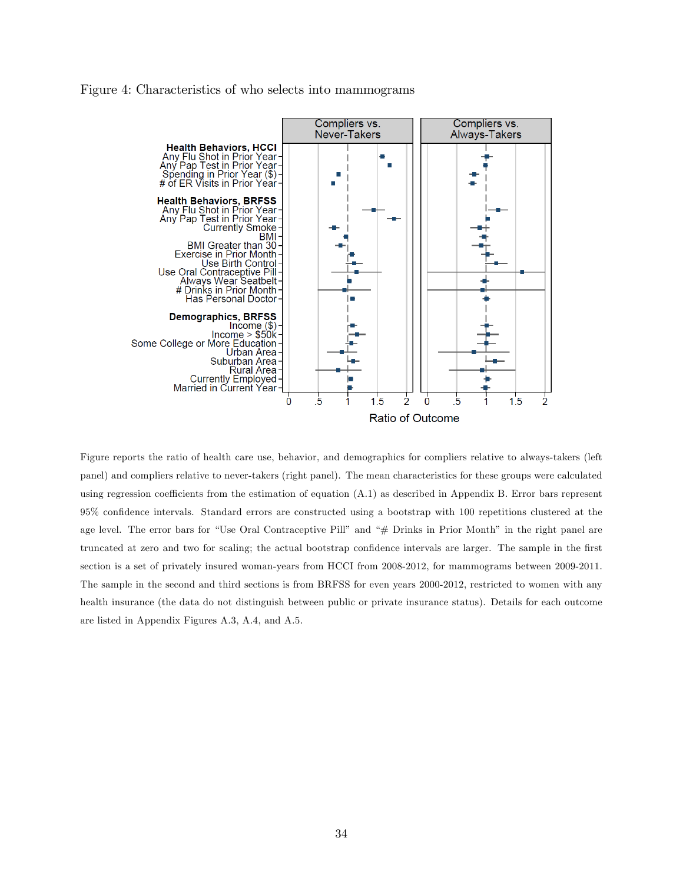Figure 4: Characteristics of who selects into mammograms

Figure reports the ratio of health care use, behavior, and demographics for compliers relative to always-takers (left panel) and compliers relative to never-takers (right panel). The mean characteristics for these groups were calculated using regression coefficients from the estimation of equation (A.1) as described in Appendix B. Error bars represent 95% confidence intervals. Standard errors are constructed using a bootstrap with 100 repetitions clustered at the age level. The error bars for "Use Oral Contraceptive Pill" and "# Drinks in Prior Month" in the right panel are truncated at zero and two for scaling; the actual bootstrap confidence intervals are larger. The sample in the first section is a set of privately insured woman-years from HCCI from 2008-2012, for mammograms between 2009-2011. The sample in the second and third sections is from BRFSS for even years 2000-2012, restricted to women with any health insurance (the data do not distinguish between public or private insurance status). Details for each outcome are listed in Appendix Figures A.3, A.4, and A.5.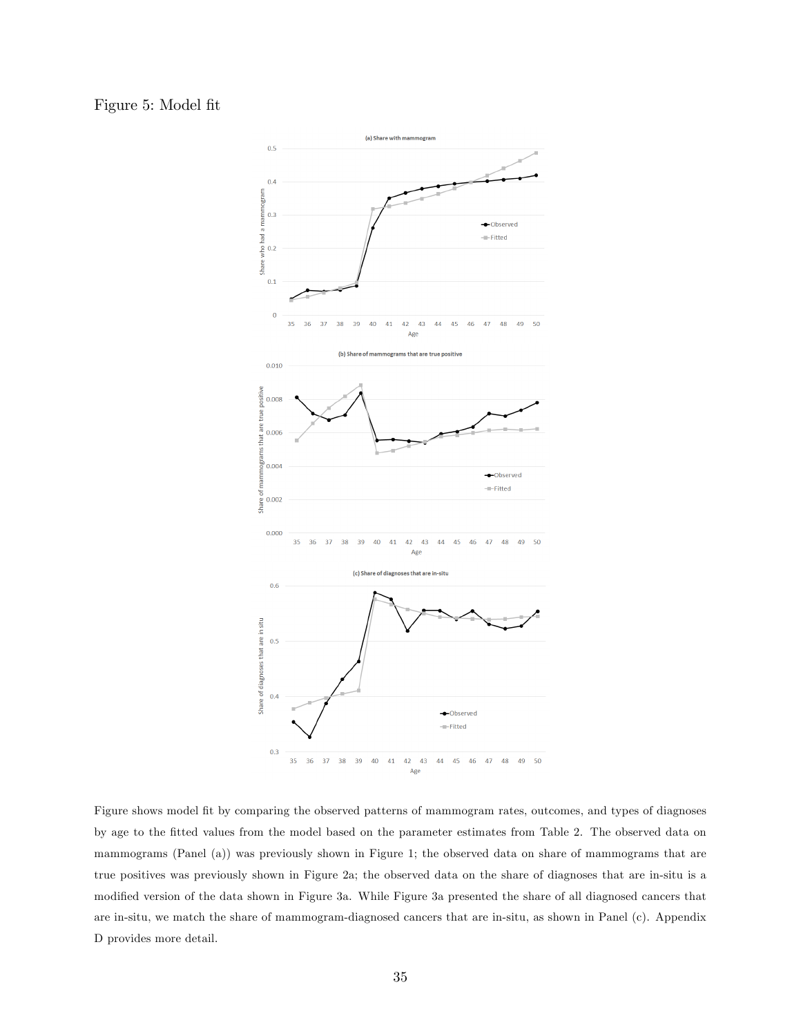Figure 5: Model fit

Figure shows model fit by comparing the observed patterns of mammogram rates, outcomes, and types of diagnoses by age to the fitted values from the model based on the parameter estimates from Table 2. The observed data on mammograms (Panel (a)) was previously shown in Figure 1; the observed data on share of mammograms that are true positives was previously shown in Figure 2a; the observed data on the share of diagnoses that are in-situ is a modified version of the data shown in Figure 3a. While Figure 3a presented the share of all diagnosed cancers that are in-situ, we match the share of mammogram-diagnosed cancers that are in-situ, as shown in Panel (c). Appendix D provides more detail.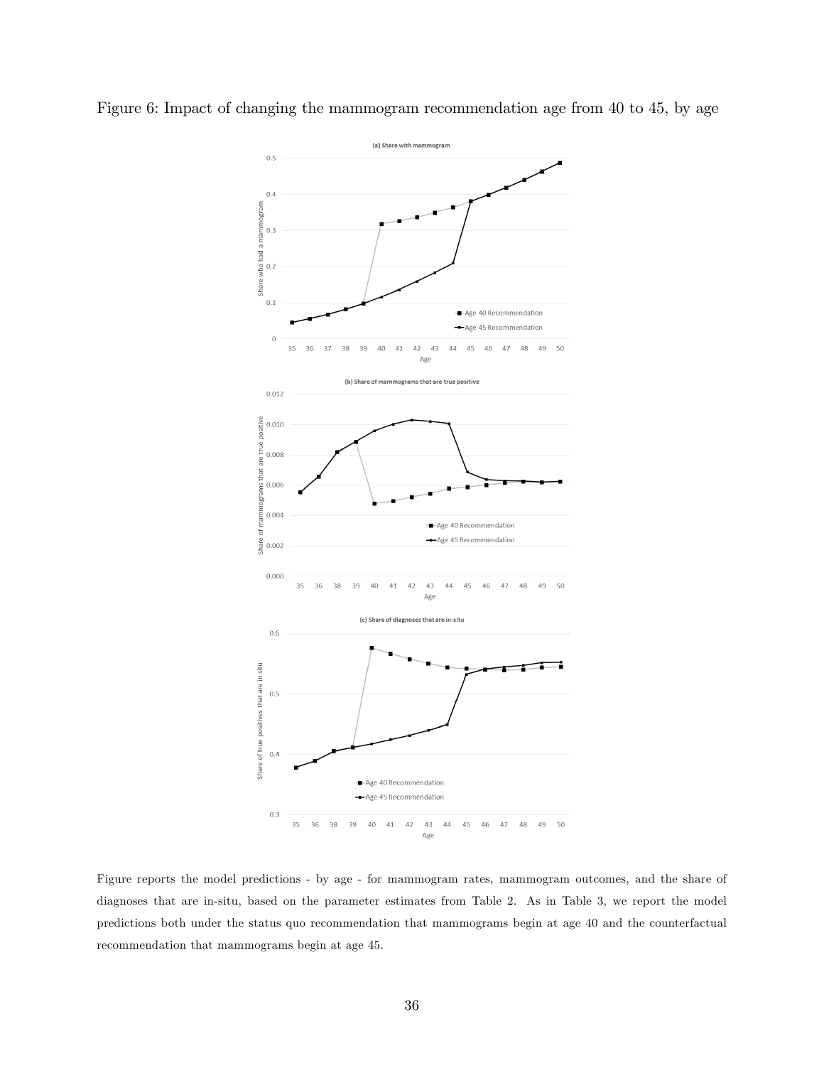Figure 6: Impact of changing the mammogram recommendation age from 40 to 45, by age

Figure reports the model predictions - by age - for mammogram rates, mammogram outcomes, and the share of diagnoses that are in-situ, based on the parameter estimates from Table 2. As in Table 3, we report the model predictions both under the status quo recommendation that mammograms begin at age 40 and the counterfactual recommendation that mammograms begin at age 45.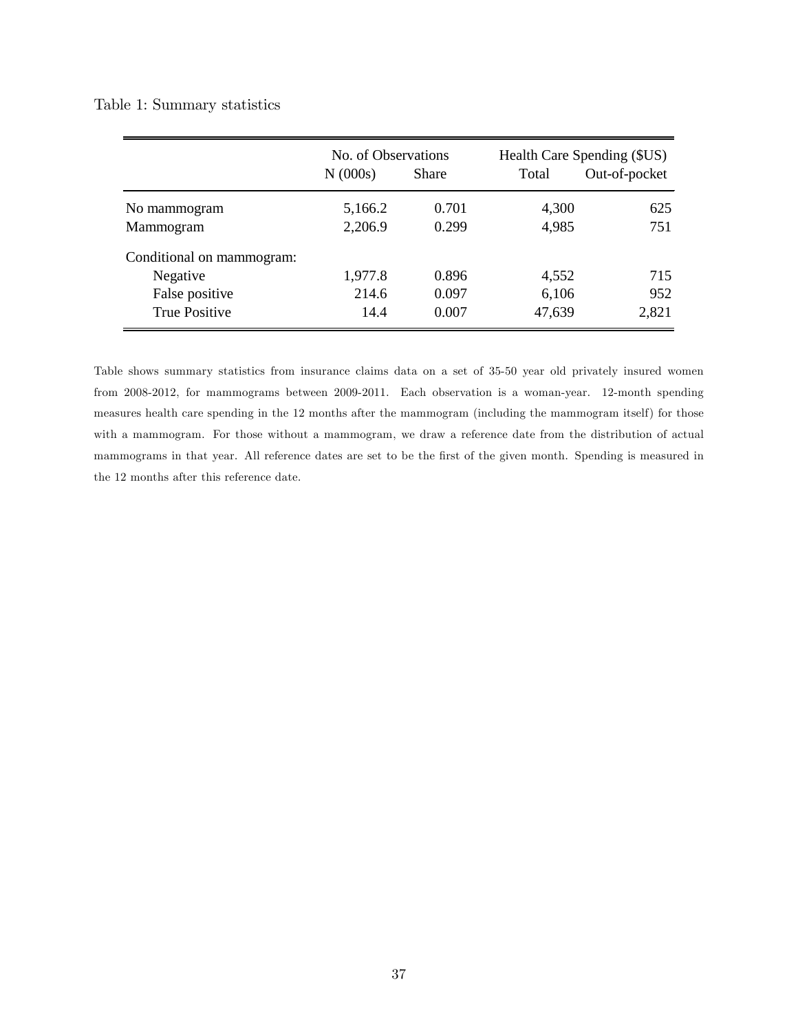Table 1: Summary statistics

| | No. of Observations | | Health Care Spending ($US) | |
|---|---|---|---|---|
| | N (000s) | Share | Total | Out-of-pocket |
| No mammogram | 5,166.2 | 0.701 | 4,300 | 625 |
| Mammogram | 2,206.9 | 0.299 | 4,985 | 751 |
| Conditional on mammogram: | | | | |
| Negative | 1,977.8 | 0.896 | 4,552 | 715 |
| False positive | 214.6 | 0.097 | 6,106 | 952 |
| True Positive | 14.4 | 0.007 | 47,639 | 2,821 |

Table shows summary statistics from insurance claims data on a set of 35-50 year old privately insured women from 2008-2012, for mammograms between 2009-2011. Each observation is a woman-year. 12-month spending measures health care spending in the 12 months after the mammogram (including the mammogram itself) for those with a mammogram. For those without a mammogram, we draw a reference date from the distribution of actual mammograms in that year. All reference dates are set to be the first of the given month. Spending is measured in the 12 months after this reference date.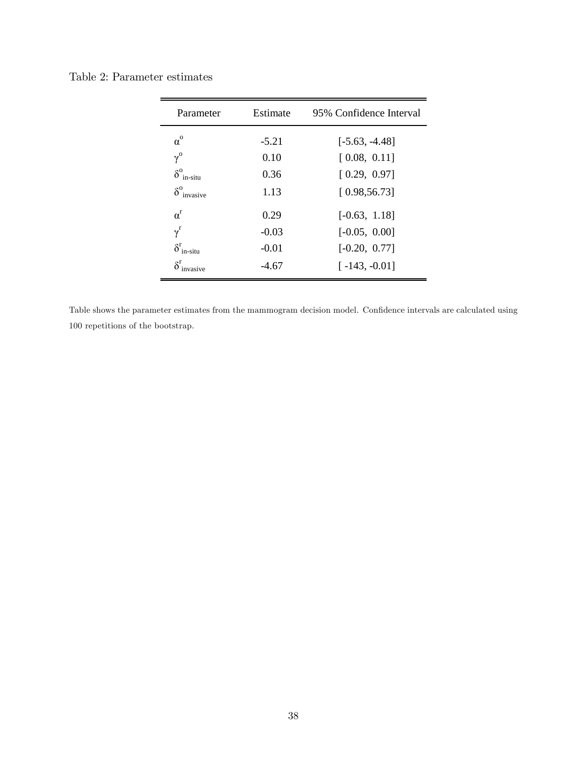Table 2: Parameter estimates

| Parameter | Estimate | 95% Confidence Interval |
|---|---|---|
| $\alpha^{o}$ | -5.21 | [-5.63, -4.48] |
| $\gamma^{o}$ | 0.10 | [ 0.08, 0.11] |
| $\delta^{o}_{\text{in-situ}}$ | 0.36 | [ 0.29, 0.97] |
| $\delta^{o}_{\text{invasive}}$ | 1.13 | [ 0.98,56.73] |
| $\alpha^{r}$ | 0.29 | [-0.63, 1.18] |
| $\gamma^{r}$ | -0.03 | [-0.05, 0.00] |
| $\delta^{r}_{\text{in-situ}}$ | -0.01 | [-0.20, 0.77] |
| $\delta^{r}_{\text{invasive}}$ | -4.67 | [ -143, -0.01] |

Table shows the parameter estimates from the mammogram decision model. Confidence intervals are calculated using 100 repetitions of the bootstrap.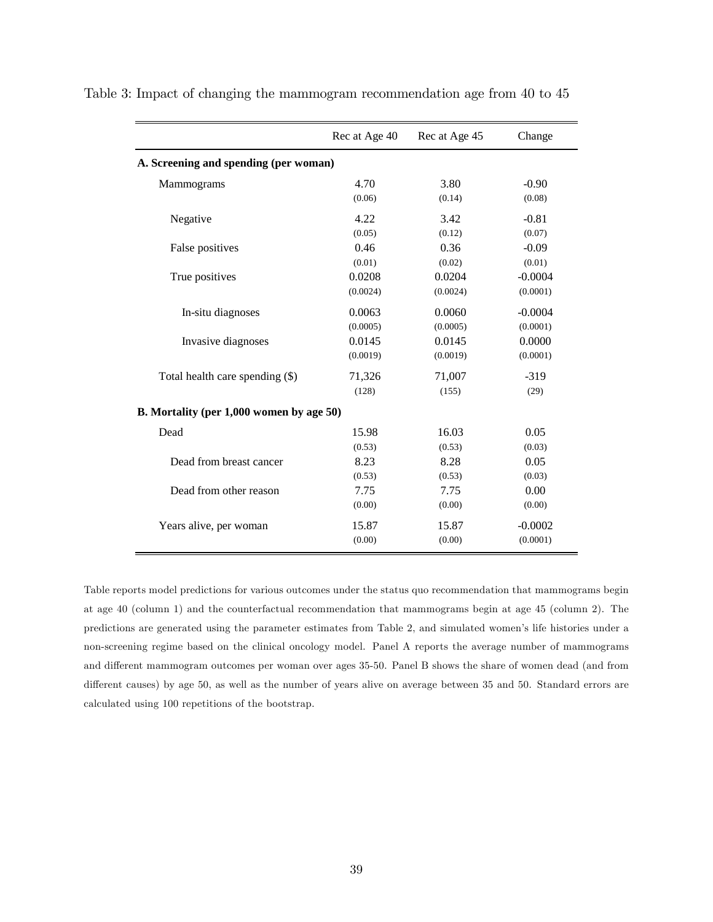Table 3: Impact of changing the mammogram recommendation age from 40 to 45

| | Rec at Age 40 | Rec at Age 45 | Change |
|---|---|---|---|
| **A. Screening and spending (per woman)** | | | |
| Mammograms | 4.70 | 3.80 | -0.90 |
| | (0.06) | (0.14) | (0.08) |
| Negative | 4.22 | 3.42 | -0.81 |
| | (0.05) | (0.12) | (0.07) |
| False positives | 0.46 | 0.36 | -0.09 |
| | (0.01) | (0.02) | (0.01) |
| True positives | 0.0208 | 0.0204 | -0.0004 |
| | (0.0024) | (0.0024) | (0.0001) |
| In-situ diagnoses | 0.0063 | 0.0060 | -0.0004 |
| | (0.0005) | (0.0005) | (0.0001) |
| Invasive diagnoses | 0.0145 | 0.0145 | 0.0000 |
| | (0.0019) | (0.0019) | (0.0001) |
| Total health care spending ($) | 71,326 | 71,007 | -319 |
| | (128) | (155) | (29) |
| **B. Mortality (per 1,000 women by age 50)** | | | |
| Dead | 15.98 | 16.03 | 0.05 |
| | (0.53) | (0.53) | (0.03) |
| Dead from breast cancer | 8.23 | 8.28 | 0.05 |
| | (0.53) | (0.53) | (0.03) |
| Dead from other reason | 7.75 | 7.75 | 0.00 |
| | (0.00) | (0.00) | (0.00) |
| Years alive, per woman | 15.87 | 15.87 | -0.0002 |
| | (0.00) | (0.00) | (0.0001) |

Table reports model predictions for various outcomes under the status quo recommendation that mammograms begin at age 40 (column 1) and the counterfactual recommendation that mammograms begin at age 45 (column 2). The predictions are generated using the parameter estimates from Table 2, and simulated women's life histories under a non-screening regime based on the clinical oncology model. Panel A reports the average number of mammograms and different mammogram outcomes per woman over ages 35-50. Panel B shows the share of women dead (and from different causes) by age 50, as well as the number of years alive on average between 35 and 50. Standard errors are calculated using 100 repetitions of the bootstrap.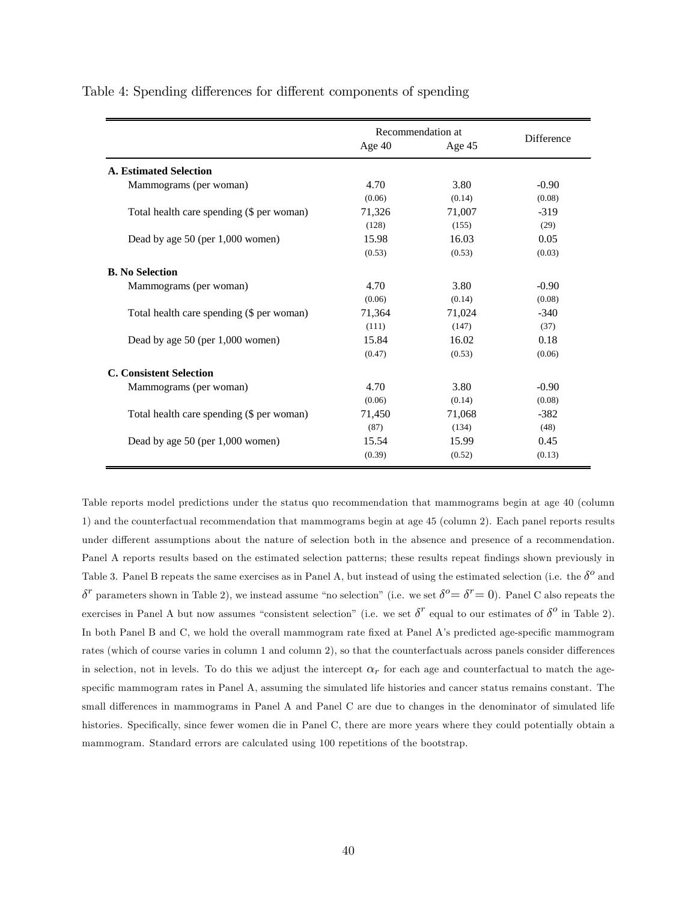Table 4: Spending differences for different components of spending

| | Recommendation at | | Difference |
|---|---|---|---|
| | Age 40 | Age 45 | |
| **A. Estimated Selection** | | | |
| Mammograms (per woman) | 4.70 | 3.80 | -0.90 |
| | (0.06) | (0.14) | (0.08) |
| Total health care spending ($ per woman) | 71,326 | 71,007 | -319 |
| | (128) | (155) | (29) |
| Dead by age 50 (per 1,000 women) | 15.98 | 16.03 | 0.05 |
| | (0.53) | (0.53) | (0.03) |
| **B. No Selection** | | | |
| Mammograms (per woman) | 4.70 | 3.80 | -0.90 |
| | (0.06) | (0.14) | (0.08) |
| Total health care spending ($ per woman) | 71,364 | 71,024 | -340 |
| | (111) | (147) | (37) |
| Dead by age 50 (per 1,000 women) | 15.84 | 16.02 | 0.18 |
| | (0.47) | (0.53) | (0.06) |
| **C. Consistent Selection** | | | |
| Mammograms (per woman) | 4.70 | 3.80 | -0.90 |
| | (0.06) | (0.14) | (0.08) |
| Total health care spending ($ per woman) | 71,450 | 71,068 | -382 |
| | (87) | (134) | (48) |
| Dead by age 50 (per 1,000 women) | 15.54 | 15.99 | 0.45 |
| | (0.39) | (0.52) | (0.13) |

Table reports model predictions under the status quo recommendation that mammograms begin at age 40 (column 1) and the counterfactual recommendation that mammograms begin at age 45 (column 2). Each panel reports results under different assumptions about the nature of selection both in the absence and presence of a recommendation. Panel A reports results based on the estimated selection patterns; these results repeat findings shown previously in Table 3. Panel B repeats the same exercises as in Panel A, but instead of using the estimated selection (i.e. the $\delta^o$ and $\delta^r$ parameters shown in Table 2), we instead assume "no selection" (i.e. we set $\delta^o = \delta^r = 0$). Panel C also repeats the exercises in Panel A but now assumes "consistent selection" (i.e. we set $\delta^r$ equal to our estimates of $\delta^o$ in Table 2). In both Panel B and C, we hold the overall mammogram rate fixed at Panel A's predicted age-specific mammogram rates (which of course varies in column 1 and column 2), so that the counterfactuals across panels consider differences in selection, not in levels. To do this we adjust the intercept $\alpha_r$ for each age and counterfactual to match the age-specific mammogram rates in Panel A, assuming the simulated life histories and cancer status remains constant. The small differences in mammograms in Panel A and Panel C are due to changes in the denominator of simulated life histories. Specifically, since fewer women die in Panel C, there are more years where they could potentially obtain a mammogram. Standard errors are calculated using 100 repetitions of the bootstrap.